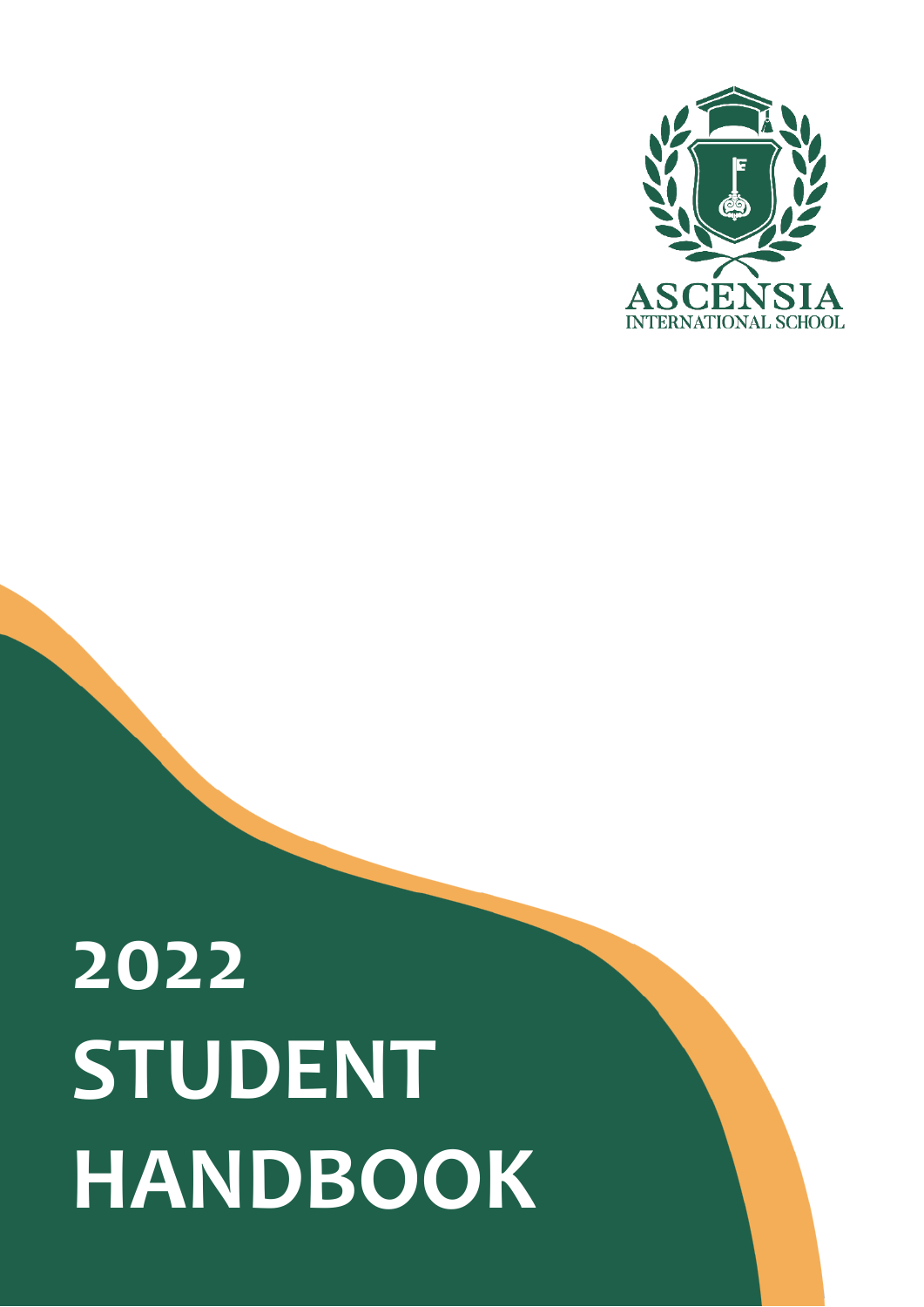ASCENSIA
INTERNATIONAL SCHOOL

# 2022 STUDENT HANDBOOK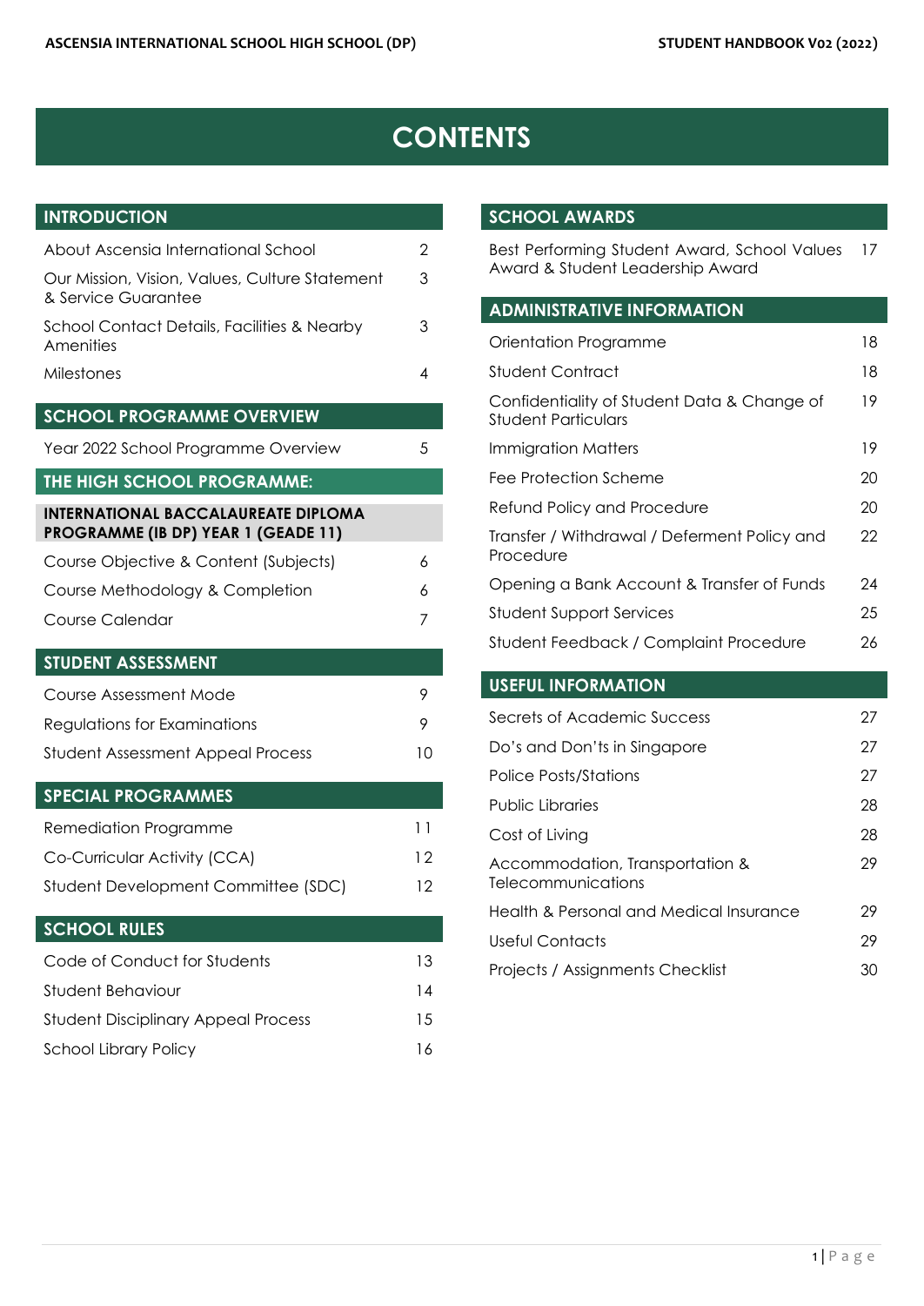# CONTENTS

## INTRODUCTION

| | |
|---|---|
| About Ascensia International School | 2 |
| Our Mission, Vision, Values, Culture Statement & Service Guarantee | 3 |
| School Contact Details, Facilities & Nearby Amenities | 3 |
| Milestones | 4 |

## SCHOOL PROGRAMME OVERVIEW

| | |
|---|---|
| Year 2022 School Programme Overview | 5 |

## THE HIGH SCHOOL PROGRAMME:

### INTERNATIONAL BACCALAUREATE DIPLOMA PROGRAMME (IB DP) YEAR 1 (GEADE 11)

| | |
|---|---|
| Course Objective & Content (Subjects) | 6 |
| Course Methodology & Completion | 6 |
| Course Calendar | 7 |

## STUDENT ASSESSMENT

| | |
|---|---|
| Course Assessment Mode | 9 |
| Regulations for Examinations | 9 |
| Student Assessment Appeal Process | 10 |

## SPECIAL PROGRAMMES

| | |
|---|---|
| Remediation Programme | 11 |
| Co-Curricular Activity (CCA) | 12 |
| Student Development Committee (SDC) | 12 |

## SCHOOL RULES

| | |
|---|---|
| Code of Conduct for Students | 13 |
| Student Behaviour | 14 |
| Student Disciplinary Appeal Process | 15 |
| School Library Policy | 16 |

## SCHOOL AWARDS

| | |
|---|---|
| Best Performing Student Award, School Values Award & Student Leadership Award | 17 |

## ADMINISTRATIVE INFORMATION

| | |
|---|---|
| Orientation Programme | 18 |
| Student Contract | 18 |
| Confidentiality of Student Data & Change of Student Particulars | 19 |
| Immigration Matters | 19 |
| Fee Protection Scheme | 20 |
| Refund Policy and Procedure | 20 |
| Transfer / Withdrawal / Deferment Policy and Procedure | 22 |
| Opening a Bank Account & Transfer of Funds | 24 |
| Student Support Services | 25 |
| Student Feedback / Complaint Procedure | 26 |

## USEFUL INFORMATION

| | |
|---|---|
| Secrets of Academic Success | 27 |
| Do's and Don'ts in Singapore | 27 |
| Police Posts/Stations | 27 |
| Public Libraries | 28 |
| Cost of Living | 28 |
| Accommodation, Transportation & Telecommunications | 29 |
| Health & Personal and Medical Insurance | 29 |
| Useful Contacts | 29 |
| Projects / Assignments Checklist | 30 |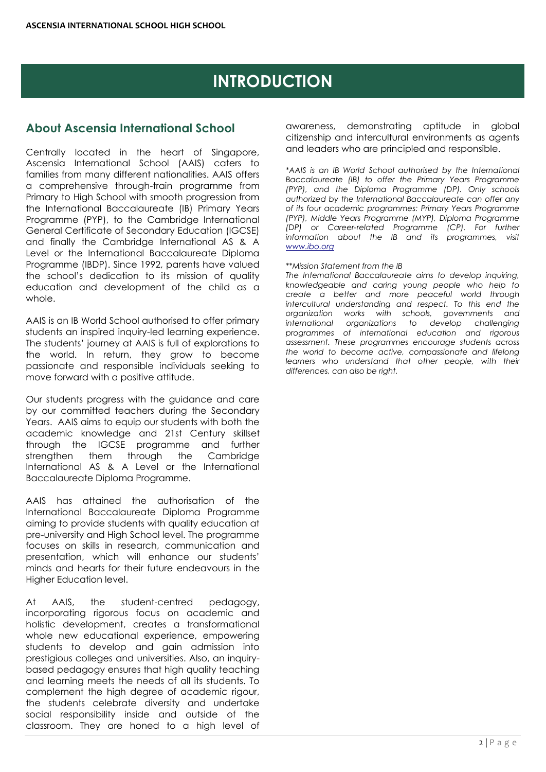# INTRODUCTION

## About Ascensia International School

Centrally located in the heart of Singapore, Ascensia International School (AAIS) caters to families from many different nationalities. AAIS offers a comprehensive through-train programme from Primary to High School with smooth progression from the International Baccalaureate (IB) Primary Years Programme (PYP), to the Cambridge International General Certificate of Secondary Education (IGCSE) and finally the Cambridge International AS & A Level or the International Baccalaureate Diploma Programme (IBDP). Since 1992, parents have valued the school's dedication to its mission of quality education and development of the child as a whole.

AAIS is an IB World School authorised to offer primary students an inspired inquiry-led learning experience. The students' journey at AAIS is full of explorations to the world. In return, they grow to become passionate and responsible individuals seeking to move forward with a positive attitude.

Our students progress with the guidance and care by our committed teachers during the Secondary Years. AAIS aims to equip our students with both the academic knowledge and 21st Century skillset through the IGCSE programme and further strengthen them through the Cambridge International AS & A Level or the International Baccalaureate Diploma Programme.

AAIS has attained the authorisation of the International Baccalaureate Diploma Programme aiming to provide students with quality education at pre-university and High School level. The programme focuses on skills in research, communication and presentation, which will enhance our students' minds and hearts for their future endeavours in the Higher Education level.

At AAIS, the student-centred pedagogy, incorporating rigorous focus on academic and holistic development, creates a transformational whole new educational experience, empowering students to develop and gain admission into prestigious colleges and universities. Also, an inquiry-based pedagogy ensures that high quality teaching and learning meets the needs of all its students. To complement the high degree of academic rigour, the students celebrate diversity and undertake social responsibility inside and outside of the classroom. They are honed to a high level of awareness, demonstrating aptitude in global citizenship and intercultural environments as agents and leaders who are principled and responsible.

*\*AAIS is an IB World School authorised by the International Baccalaureate (IB) to offer the Primary Years Programme (PYP), and the Diploma Programme (DP). Only schools authorized by the International Baccalaureate can offer any of its four academic programmes: Primary Years Programme (PYP), Middle Years Programme (MYP), Diploma Programme (DP) or Career-related Programme (CP). For further information about the IB and its programmes, visit [www.ibo.org](http://www.ibo.org)*

*\*\*Mission Statement from the IB*
*The International Baccalaureate aims to develop inquiring, knowledgeable and caring young people who help to create a better and more peaceful world through intercultural understanding and respect. To this end the organization works with schools, governments and international organizations to develop challenging programmes of international education and rigorous assessment. These programmes encourage students across the world to become active, compassionate and lifelong learners who understand that other people, with their differences, can also be right.*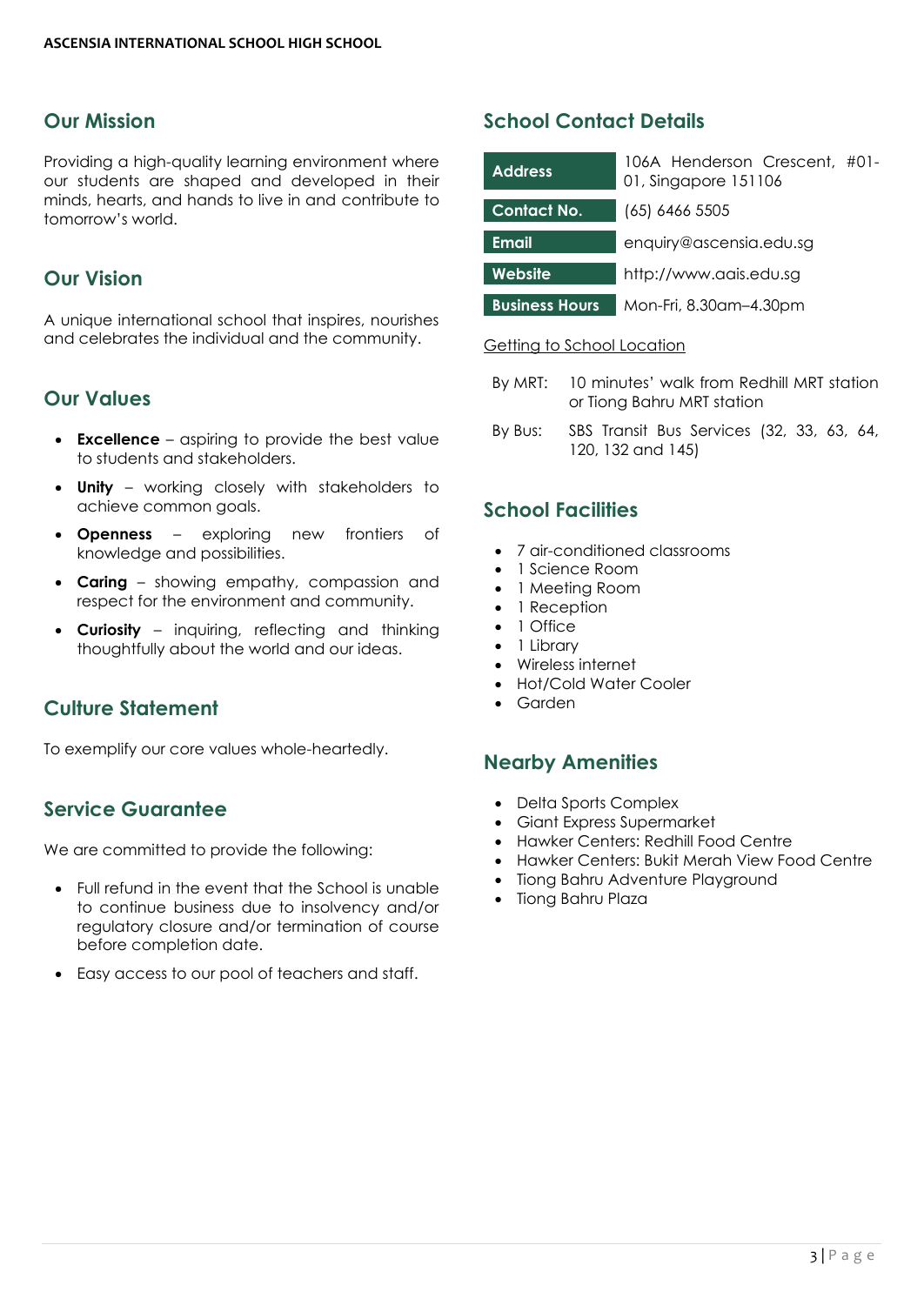## Our Mission

Providing a high-quality learning environment where our students are shaped and developed in their minds, hearts, and hands to live in and contribute to tomorrow's world.

## Our Vision

A unique international school that inspires, nourishes and celebrates the individual and the community.

## Our Values

- **Excellence** – aspiring to provide the best value to students and stakeholders.
- **Unity** – working closely with stakeholders to achieve common goals.
- **Openness** – exploring new frontiers of knowledge and possibilities.
- **Caring** – showing empathy, compassion and respect for the environment and community.
- **Curiosity** – inquiring, reflecting and thinking thoughtfully about the world and our ideas.

## Culture Statement

To exemplify our core values whole-heartedly.

## Service Guarantee

We are committed to provide the following:

- Full refund in the event that the School is unable to continue business due to insolvency and/or regulatory closure and/or termination of course before completion date.
- Easy access to our pool of teachers and staff.

## School Contact Details

| | |
|---|---|
| **Address** | 106A Henderson Crescent, #01-01, Singapore 151106 |
| **Contact No.** | (65) 6466 5505 |
| **Email** | enquiry@ascensia.edu.sg |
| **Website** | http://www.aais.edu.sg |
| **Business Hours** | Mon-Fri, 8.30am–4.30pm |

Getting to School Location

| | |
|---|---|
| By MRT: | 10 minutes' walk from Redhill MRT station or Tiong Bahru MRT station |
| By Bus: | SBS Transit Bus Services (32, 33, 63, 64, 120, 132 and 145) |

## School Facilities

- 7 air-conditioned classrooms
- 1 Science Room
- 1 Meeting Room
- 1 Reception
- 1 Office
- 1 Library
- Wireless internet
- Hot/Cold Water Cooler
- Garden

## Nearby Amenities

- Delta Sports Complex
- Giant Express Supermarket
- Hawker Centers: Redhill Food Centre
- Hawker Centers: Bukit Merah View Food Centre
- Tiong Bahru Adventure Playground
- Tiong Bahru Plaza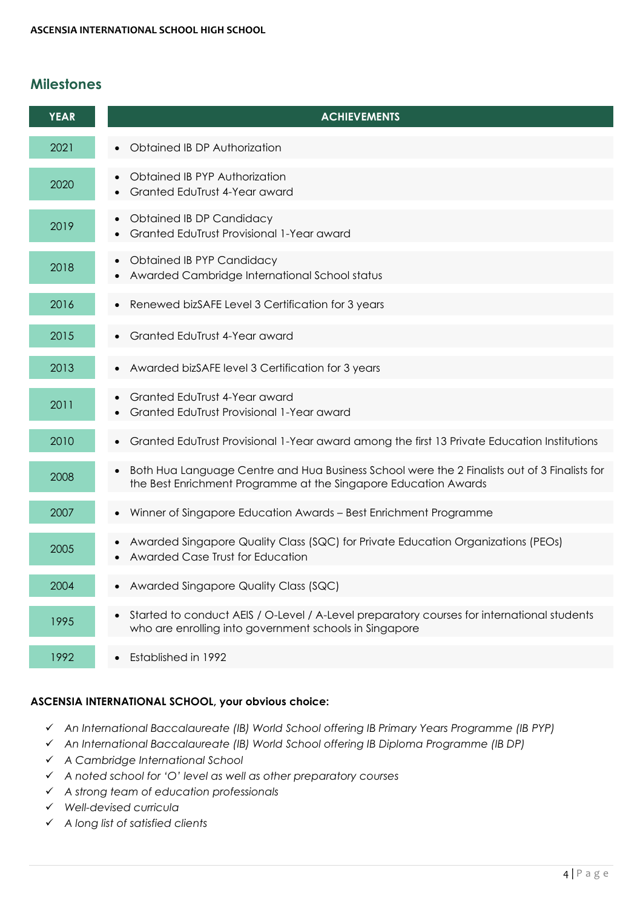## Milestones

| YEAR | ACHIEVEMENTS |
|---|---|
| 2021 | • Obtained IB DP Authorization |
| 2020 | • Obtained IB PYP Authorization<br>• Granted EduTrust 4-Year award |
| 2019 | • Obtained IB DP Candidacy<br>• Granted EduTrust Provisional 1-Year award |
| 2018 | • Obtained IB PYP Candidacy<br>• Awarded Cambridge International School status |
| 2016 | • Renewed bizSAFE Level 3 Certification for 3 years |
| 2015 | • Granted EduTrust 4-Year award |
| 2013 | • Awarded bizSAFE level 3 Certification for 3 years |
| 2011 | • Granted EduTrust 4-Year award<br>• Granted EduTrust Provisional 1-Year award |
| 2010 | • Granted EduTrust Provisional 1-Year award among the first 13 Private Education Institutions |
| 2008 | • Both Hua Language Centre and Hua Business School were the 2 Finalists out of 3 Finalists for the Best Enrichment Programme at the Singapore Education Awards |
| 2007 | • Winner of Singapore Education Awards – Best Enrichment Programme |
| 2005 | • Awarded Singapore Quality Class (SQC) for Private Education Organizations (PEOs)<br>• Awarded Case Trust for Education |
| 2004 | • Awarded Singapore Quality Class (SQC) |
| 1995 | • Started to conduct AEIS / O-Level / A-Level preparatory courses for international students who are enrolling into government schools in Singapore |
| 1992 | • Established in 1992 |

**ASCENSIA INTERNATIONAL SCHOOL, your obvious choice:**

- ✓ *An International Baccalaureate (IB) World School offering IB Primary Years Programme (IB PYP)*
- ✓ *An International Baccalaureate (IB) World School offering IB Diploma Programme (IB DP)*
- ✓ *A Cambridge International School*
- ✓ *A noted school for 'O' level as well as other preparatory courses*
- ✓ *A strong team of education professionals*
- ✓ *Well-devised curricula*
- ✓ *A long list of satisfied clients*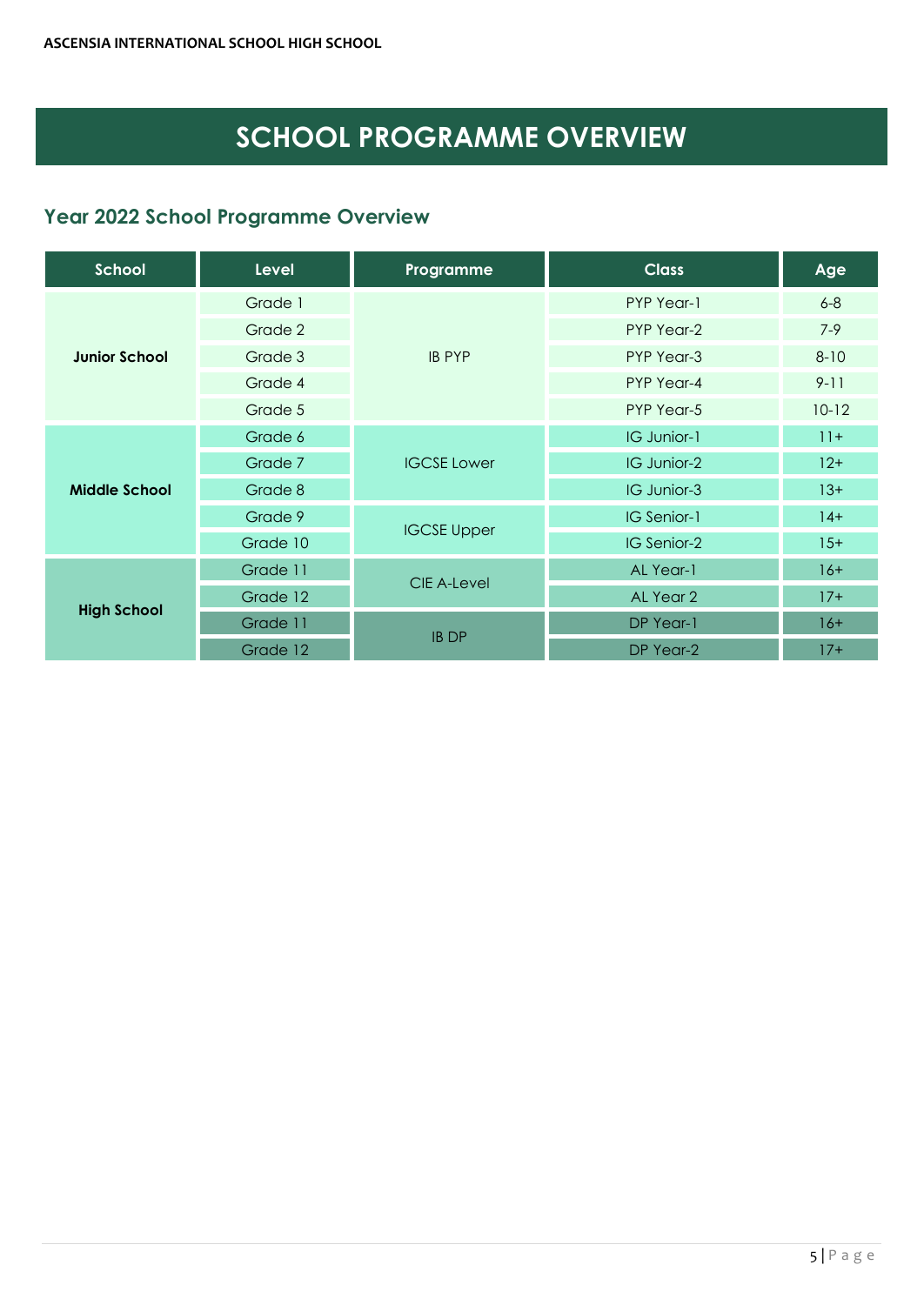# SCHOOL PROGRAMME OVERVIEW

## Year 2022 School Programme Overview

| School | Level | Programme | Class | Age |
|---|---|---|---|---|
| **Junior School** | Grade 1 | IB PYP | PYP Year-1 | 6-8 |
| | Grade 2 | | PYP Year-2 | 7-9 |
| | Grade 3 | | PYP Year-3 | 8-10 |
| | Grade 4 | | PYP Year-4 | 9-11 |
| | Grade 5 | | PYP Year-5 | 10-12 |
| **Middle School** | Grade 6 | IGCSE Lower | IG Junior-1 | 11+ |
| | Grade 7 | | IG Junior-2 | 12+ |
| | Grade 8 | | IG Junior-3 | 13+ |
| | Grade 9 | IGCSE Upper | IG Senior-1 | 14+ |
| | Grade 10 | | IG Senior-2 | 15+ |
| **High School** | Grade 11 | CIE A-Level | AL Year-1 | 16+ |
| | Grade 12 | | AL Year 2 | 17+ |
| | Grade 11 | IB DP | DP Year-1 | 16+ |
| | Grade 12 | | DP Year-2 | 17+ |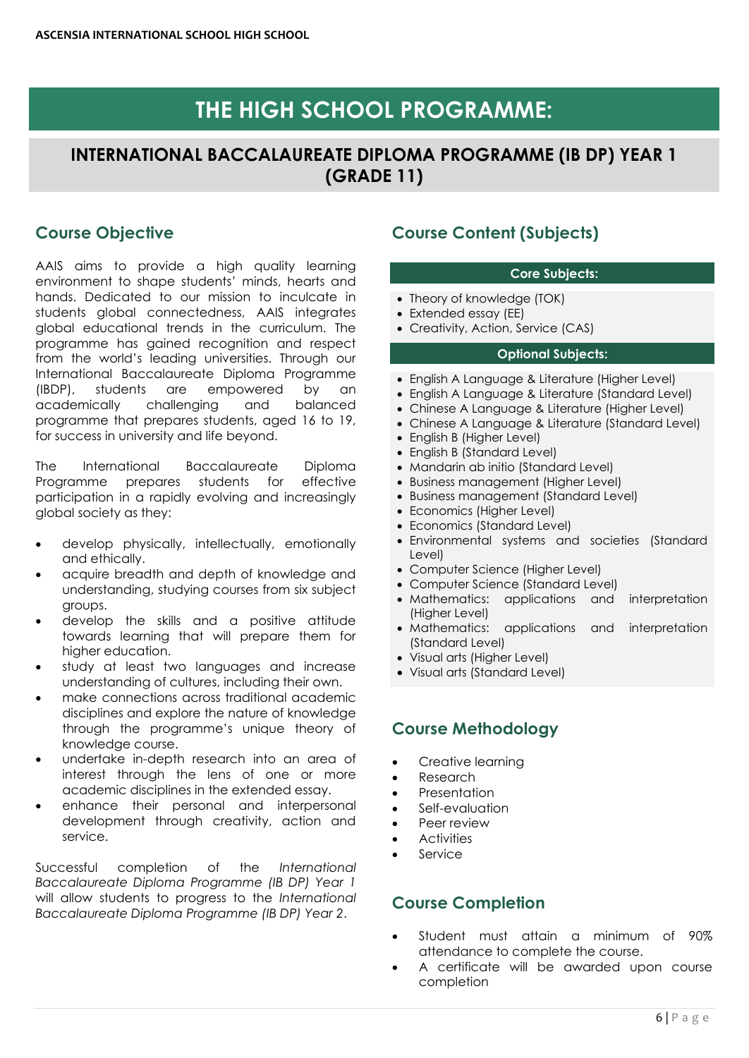# THE HIGH SCHOOL PROGRAMME:

## INTERNATIONAL BACCALAUREATE DIPLOMA PROGRAMME (IB DP) YEAR 1 (GRADE 11)

### Course Objective

AAIS aims to provide a high quality learning environment to shape students' minds, hearts and hands. Dedicated to our mission to inculcate in students global connectedness, AAIS integrates global educational trends in the curriculum. The programme has gained recognition and respect from the world's leading universities. Through our International Baccalaureate Diploma Programme (IBDP), students are empowered by an academically challenging and balanced programme that prepares students, aged 16 to 19, for success in university and life beyond.

The International Baccalaureate Diploma Programme prepares students for effective participation in a rapidly evolving and increasingly global society as they:

- develop physically, intellectually, emotionally and ethically.
- acquire breadth and depth of knowledge and understanding, studying courses from six subject groups.
- develop the skills and a positive attitude towards learning that will prepare them for higher education.
- study at least two languages and increase understanding of cultures, including their own.
- make connections across traditional academic disciplines and explore the nature of knowledge through the programme's unique theory of knowledge course.
- undertake in-depth research into an area of interest through the lens of one or more academic disciplines in the extended essay.
- enhance their personal and interpersonal development through creativity, action and service.

Successful completion of the *International Baccalaureate Diploma Programme (IB DP) Year 1* will allow students to progress to the *International Baccalaureate Diploma Programme (IB DP) Year 2*.

### Course Content (Subjects)

**Core Subjects:**

- Theory of knowledge (TOK)
- Extended essay (EE)
- Creativity, Action, Service (CAS)

**Optional Subjects:**

- English A Language & Literature (Higher Level)
- English A Language & Literature (Standard Level)
- Chinese A Language & Literature (Higher Level)
- Chinese A Language & Literature (Standard Level)
- English B (Higher Level)
- English B (Standard Level)
- Mandarin ab initio (Standard Level)
- Business management (Higher Level)
- Business management (Standard Level)
- Economics (Higher Level)
- Economics (Standard Level)
- Environmental systems and societies (Standard Level)
- Computer Science (Higher Level)
- Computer Science (Standard Level)
- Mathematics: applications and interpretation (Higher Level)
- Mathematics: applications and interpretation (Standard Level)
- Visual arts (Higher Level)
- Visual arts (Standard Level)

### Course Methodology

- Creative learning
- Research
- Presentation
- Self-evaluation
- Peer review
- Activities
- Service

### Course Completion

- Student must attain a minimum of 90% attendance to complete the course.
- A certificate will be awarded upon course completion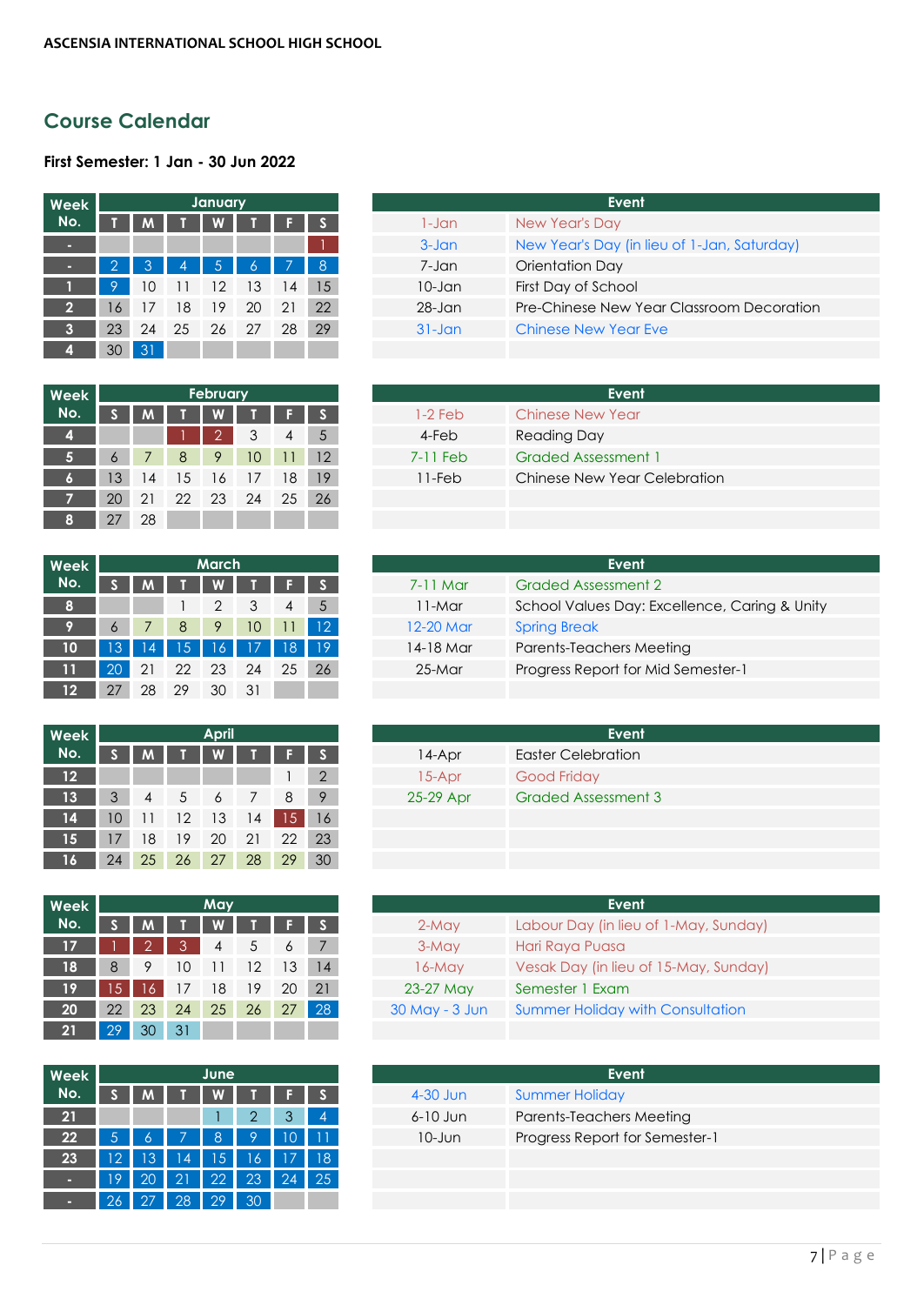ASCENSIA INTERNATIONAL SCHOOL HIGH SCHOOL

## Course Calendar

**First Semester: 1 Jan - 30 Jun 2022**

| Week No. | January | | | | | | |
|---|---|---|---|---|---|---|---|
| | T | M | T | W | T | F | S |
| - | | | | | | | 1 |
| - | 2 | 3 | 4 | 5 | 6 | 7 | 8 |
| 1 | 9 | 10 | 11 | 12 | 13 | 14 | 15 |
| 2 | 16 | 17 | 18 | 19 | 20 | 21 | 22 |
| 3 | 23 | 24 | 25 | 26 | 27 | 28 | 29 |
| 4 | 30 | 31 | | | | | |

| Event | |
|---|---|
| 1-Jan | New Year's Day |
| 3-Jan | New Year's Day (in lieu of 1-Jan, Saturday) |
| 7-Jan | Orientation Day |
| 10-Jan | First Day of School |
| 28-Jan | Pre-Chinese New Year Classroom Decoration |
| 31-Jan | Chinese New Year Eve |

| Week No. | February | | | | | | |
|---|---|---|---|---|---|---|---|
| | S | M | T | W | T | F | S |
| 4 | | | 1 | 2 | 3 | 4 | 5 |
| 5 | 6 | 7 | 8 | 9 | 10 | 11 | 12 |
| 6 | 13 | 14 | 15 | 16 | 17 | 18 | 19 |
| 7 | 20 | 21 | 22 | 23 | 24 | 25 | 26 |
| 8 | 27 | 28 | | | | | |

| Event | |
|---|---|
| 1-2 Feb | Chinese New Year |
| 4-Feb | Reading Day |
| 7-11 Feb | Graded Assessment 1 |
| 11-Feb | Chinese New Year Celebration |

| Week No. | March | | | | | | |
|---|---|---|---|---|---|---|---|
| | S | M | T | W | T | F | S |
| 8 | | | 1 | 2 | 3 | 4 | 5 |
| 9 | 6 | 7 | 8 | 9 | 10 | 11 | 12 |
| 10 | 13 | 14 | 15 | 16 | 17 | 18 | 19 |
| 11 | 20 | 21 | 22 | 23 | 24 | 25 | 26 |
| 12 | 27 | 28 | 29 | 30 | 31 | | |

| Event | |
|---|---|
| 7-11 Mar | Graded Assessment 2 |
| 11-Mar | School Values Day: Excellence, Caring & Unity |
| 12-20 Mar | Spring Break |
| 14-18 Mar | Parents-Teachers Meeting |
| 25-Mar | Progress Report for Mid Semester-1 |

| Week No. | April | | | | | | |
|---|---|---|---|---|---|---|---|
| | S | M | T | W | T | F | S |
| 12 | | | | | | 1 | 2 |
| 13 | 3 | 4 | 5 | 6 | 7 | 8 | 9 |
| 14 | 10 | 11 | 12 | 13 | 14 | 15 | 16 |
| 15 | 17 | 18 | 19 | 20 | 21 | 22 | 23 |
| 16 | 24 | 25 | 26 | 27 | 28 | 29 | 30 |

| Event | |
|---|---|
| 14-Apr | Easter Celebration |
| 15-Apr | Good Friday |
| 25-29 Apr | Graded Assessment 3 |

| Week No. | May | | | | | | |
|---|---|---|---|---|---|---|---|
| | S | M | T | W | T | F | S |
| 17 | 1 | 2 | 3 | 4 | 5 | 6 | 7 |
| 18 | 8 | 9 | 10 | 11 | 12 | 13 | 14 |
| 19 | 15 | 16 | 17 | 18 | 19 | 20 | 21 |
| 20 | 22 | 23 | 24 | 25 | 26 | 27 | 28 |
| 21 | 29 | 30 | 31 | | | | |

| Event | |
|---|---|
| 2-May | Labour Day (in lieu of 1-May, Sunday) |
| 3-May | Hari Raya Puasa |
| 16-May | Vesak Day (in lieu of 15-May, Sunday) |
| 23-27 May | Semester 1 Exam |
| 30 May - 3 Jun | Summer Holiday with Consultation |

| Week No. | June | | | | | | |
|---|---|---|---|---|---|---|---|
| | S | M | T | W | T | F | S |
| 21 | | | | 1 | 2 | 3 | 4 |
| 22 | 5 | 6 | 7 | 8 | 9 | 10 | 11 |
| 23 | 12 | 13 | 14 | 15 | 16 | 17 | 18 |
| - | 19 | 20 | 21 | 22 | 23 | 24 | 25 |
| - | 26 | 27 | 28 | 29 | 30 | | |

| Event | |
|---|---|
| 4-30 Jun | Summer Holiday |
| 6-10 Jun | Parents-Teachers Meeting |
| 10-Jun | Progress Report for Semester-1 |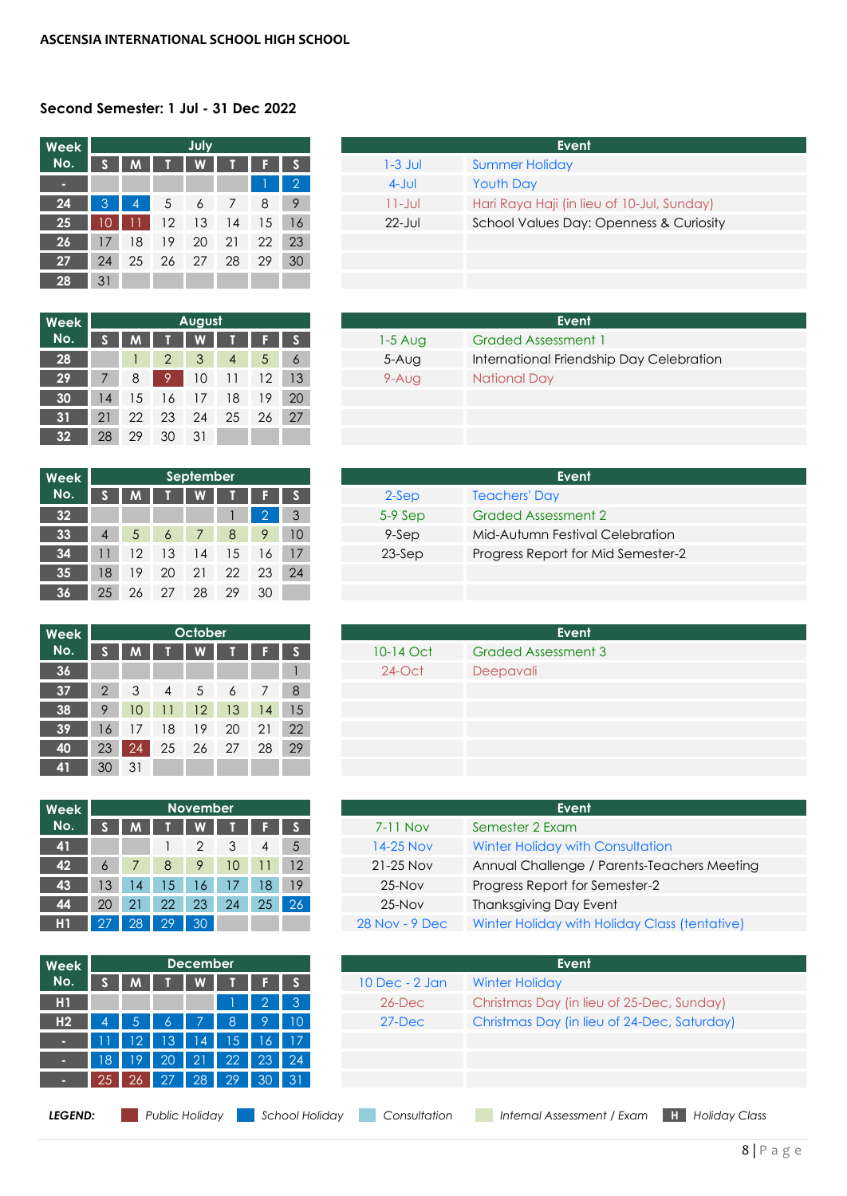### ASCENSIA INTERNATIONAL SCHOOL HIGH SCHOOL

**Second Semester: 1 Jul - 31 Dec 2022**

| Week No. | S | M | T | W | T | F | S |
|---|---|---|---|---|---|---|---|
| | | | | July | | | |
| - | | | | | | 1 | 2 |
| 24 | 3 | 4 | 5 | 6 | 7 | 8 | 9 |
| 25 | 10 | 11 | 12 | 13 | 14 | 15 | 16 |
| 26 | 17 | 18 | 19 | 20 | 21 | 22 | 23 |
| 27 | 24 | 25 | 26 | 27 | 28 | 29 | 30 |
| 28 | 31 | | | | | | |

| Event | |
|---|---|
| 1-3 Jul | Summer Holiday |
| 4-Jul | Youth Day |
| 11-Jul | Hari Raya Haji (in lieu of 10-Jul, Sunday) |
| 22-Jul | School Values Day: Openness & Curiosity |

| Week No. | S | M | T | W | T | F | S |
|---|---|---|---|---|---|---|---|
| | | | | August | | | |
| 28 | | 1 | 2 | 3 | 4 | 5 | 6 |
| 29 | 7 | 8 | 9 | 10 | 11 | 12 | 13 |
| 30 | 14 | 15 | 16 | 17 | 18 | 19 | 20 |
| 31 | 21 | 22 | 23 | 24 | 25 | 26 | 27 |
| 32 | 28 | 29 | 30 | 31 | | | |

| Event | |
|---|---|
| 1-5 Aug | Graded Assessment 1 |
| 5-Aug | International Friendship Day Celebration |
| 9-Aug | National Day |

| Week No. | S | M | T | W | T | F | S |
|---|---|---|---|---|---|---|---|
| | | | | September | | | |
| 32 | | | | | 1 | 2 | 3 |
| 33 | 4 | 5 | 6 | 7 | 8 | 9 | 10 |
| 34 | 11 | 12 | 13 | 14 | 15 | 16 | 17 |
| 35 | 18 | 19 | 20 | 21 | 22 | 23 | 24 |
| 36 | 25 | 26 | 27 | 28 | 29 | 30 | |

| Event | |
|---|---|
| 2-Sep | Teachers' Day |
| 5-9 Sep | Graded Assessment 2 |
| 9-Sep | Mid-Autumn Festival Celebration |
| 23-Sep | Progress Report for Mid Semester-2 |

| Week No. | S | M | T | W | T | F | S |
|---|---|---|---|---|---|---|---|
| | | | | October | | | |
| 36 | | | | | | | 1 |
| 37 | 2 | 3 | 4 | 5 | 6 | 7 | 8 |
| 38 | 9 | 10 | 11 | 12 | 13 | 14 | 15 |
| 39 | 16 | 17 | 18 | 19 | 20 | 21 | 22 |
| 40 | 23 | 24 | 25 | 26 | 27 | 28 | 29 |
| 41 | 30 | 31 | | | | | |

| Event | |
|---|---|
| 10-14 Oct | Graded Assessment 3 |
| 24-Oct | Deepavali |

| Week No. | S | M | T | W | T | F | S |
|---|---|---|---|---|---|---|---|
| | | | | November | | | |
| 41 | | | 1 | 2 | 3 | 4 | 5 |
| 42 | 6 | 7 | 8 | 9 | 10 | 11 | 12 |
| 43 | 13 | 14 | 15 | 16 | 17 | 18 | 19 |
| 44 | 20 | 21 | 22 | 23 | 24 | 25 | 26 |
| H1 | 27 | 28 | 29 | 30 | | | |

| Event | |
|---|---|
| 7-11 Nov | Semester 2 Exam |
| 14-25 Nov | Winter Holiday with Consultation |
| 21-25 Nov | Annual Challenge / Parents-Teachers Meeting |
| 25-Nov | Progress Report for Semester-2 |
| 25-Nov | Thanksgiving Day Event |
| 28 Nov - 9 Dec | Winter Holiday with Holiday Class (tentative) |

| Week No. | S | M | T | W | T | F | S |
|---|---|---|---|---|---|---|---|
| | | | | December | | | |
| H1 | | | | | 1 | 2 | 3 |
| H2 | 4 | 5 | 6 | 7 | 8 | 9 | 10 |
| - | 11 | 12 | 13 | 14 | 15 | 16 | 17 |
| - | 18 | 19 | 20 | 21 | 22 | 23 | 24 |
| - | 25 | 26 | 27 | 28 | 29 | 30 | 31 |

| Event | |
|---|---|
| 10 Dec - 2 Jan | Winter Holiday |
| 26-Dec | Christmas Day (in lieu of 25-Dec, Sunday) |
| 27-Dec | Christmas Day (in lieu of 24-Dec, Saturday) |

***LEGEND:*** *Public Holiday* | *School Holiday* | *Consultation* | *Internal Assessment / Exam* | **H** *Holiday Class*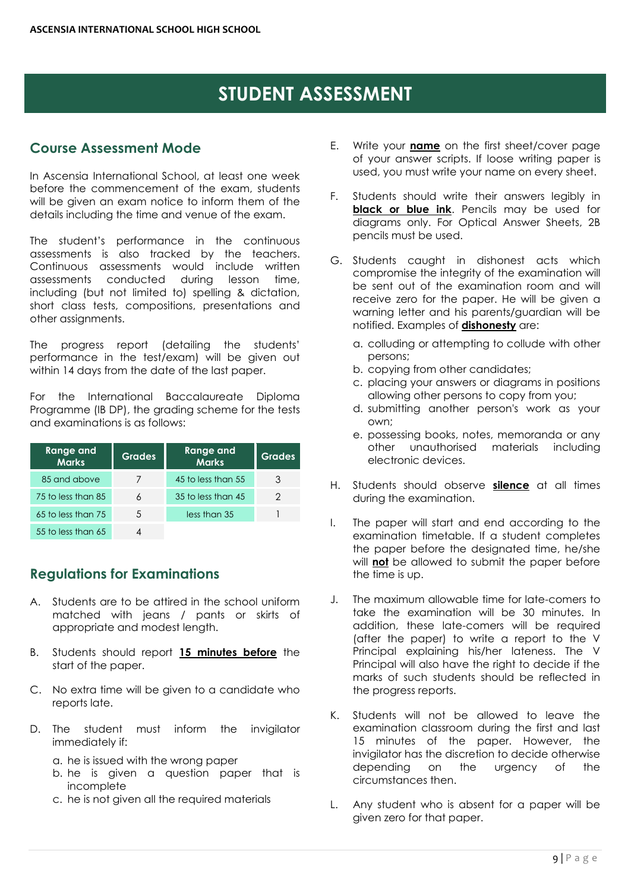# STUDENT ASSESSMENT

## Course Assessment Mode

In Ascensia International School, at least one week before the commencement of the exam, students will be given an exam notice to inform them of the details including the time and venue of the exam.

The student's performance in the continuous assessments is also tracked by the teachers. Continuous assessments would include written assessments conducted during lesson time, including (but not limited to) spelling & dictation, short class tests, compositions, presentations and other assignments.

The progress report (detailing the students' performance in the test/exam) will be given out within 14 days from the date of the last paper.

For the International Baccalaureate Diploma Programme (IB DP), the grading scheme for the tests and examinations is as follows:

| Range and Marks | Grades | Range and Marks | Grades |
|---|---|---|---|
| 85 and above | 7 | 45 to less than 55 | 3 |
| 75 to less than 85 | 6 | 35 to less than 45 | 2 |
| 65 to less than 75 | 5 | less than 35 | 1 |
| 55 to less than 65 | 4 | | |

## Regulations for Examinations

A. Students are to be attired in the school uniform matched with jeans / pants or skirts of appropriate and modest length.

B. Students should report **15 minutes before** the start of the paper.

C. No extra time will be given to a candidate who reports late.

D. The student must inform the invigilator immediately if:

   a. he is issued with the wrong paper
   b. he is given a question paper that is incomplete
   c. he is not given all the required materials

E. Write your **name** on the first sheet/cover page of your answer scripts. If loose writing paper is used, you must write your name on every sheet.

F. Students should write their answers legibly in **black or blue ink**. Pencils may be used for diagrams only. For Optical Answer Sheets, 2B pencils must be used.

G. Students caught in dishonest acts which compromise the integrity of the examination will be sent out of the examination room and will receive zero for the paper. He will be given a warning letter and his parents/guardian will be notified. Examples of **dishonesty** are:

   a. colluding or attempting to collude with other persons;
   b. copying from other candidates;
   c. placing your answers or diagrams in positions allowing other persons to copy from you;
   d. submitting another person's work as your own;
   e. possessing books, notes, memoranda or any other unauthorised materials including electronic devices.

H. Students should observe **silence** at all times during the examination.

I. The paper will start and end according to the examination timetable. If a student completes the paper before the designated time, he/she will **not** be allowed to submit the paper before the time is up.

J. The maximum allowable time for late-comers to take the examination will be 30 minutes. In addition, these late-comers will be required (after the paper) to write a report to the V Principal explaining his/her lateness. The V Principal will also have the right to decide if the marks of such students should be reflected in the progress reports.

K. Students will not be allowed to leave the examination classroom during the first and last 15 minutes of the paper. However, the invigilator has the discretion to decide otherwise depending on the urgency of the circumstances then.

L. Any student who is absent for a paper will be given zero for that paper.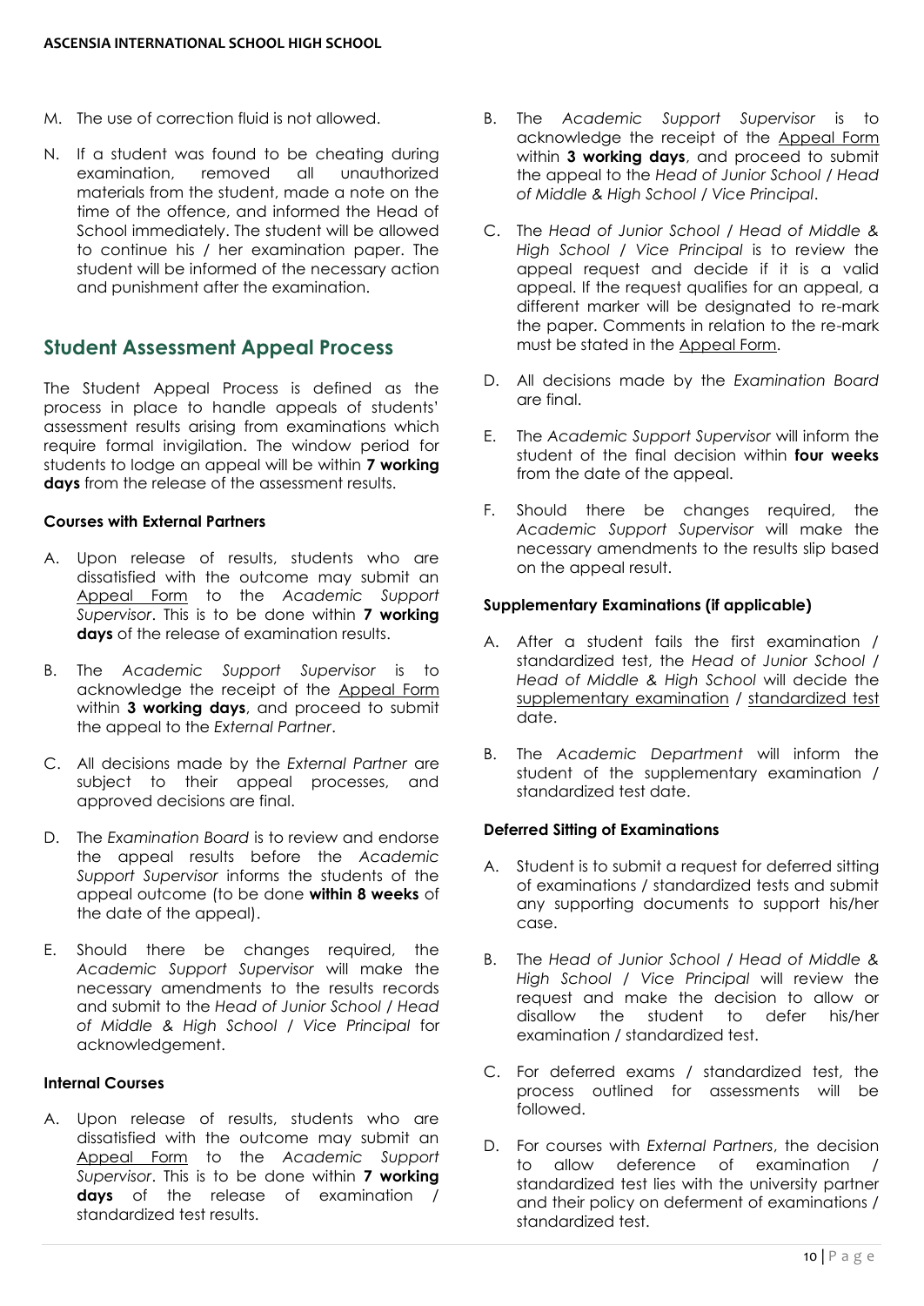M. The use of correction fluid is not allowed.

N. If a student was found to be cheating during examination, removed all unauthorized materials from the student, made a note on the time of the offence, and informed the Head of School immediately. The student will be allowed to continue his / her examination paper. The student will be informed of the necessary action and punishment after the examination.

## Student Assessment Appeal Process

The Student Appeal Process is defined as the process in place to handle appeals of students' assessment results arising from examinations which require formal invigilation. The window period for students to lodge an appeal will be within **7 working days** from the release of the assessment results.

**Courses with External Partners**

A. Upon release of results, students who are dissatisfied with the outcome may submit an Appeal Form to the *Academic Support Supervisor*. This is to be done within **7 working days** of the release of examination results.

B. The *Academic Support Supervisor* is to acknowledge the receipt of the Appeal Form within **3 working days**, and proceed to submit the appeal to the *External Partner*.

C. All decisions made by the *External Partner* are subject to their appeal processes, and approved decisions are final.

D. The *Examination Board* is to review and endorse the appeal results before the *Academic Support Supervisor* informs the students of the appeal outcome (to be done **within 8 weeks** of the date of the appeal).

E. Should there be changes required, the *Academic Support Supervisor* will make the necessary amendments to the results records and submit to the *Head of Junior School / Head of Middle & High School / Vice Principal* for acknowledgement.

**Internal Courses**

A. Upon release of results, students who are dissatisfied with the outcome may submit an Appeal Form to the *Academic Support Supervisor*. This is to be done within **7 working days** of the release of examination / standardized test results.

B. The *Academic Support Supervisor* is to acknowledge the receipt of the Appeal Form within **3 working days**, and proceed to submit the appeal to the *Head of Junior School / Head of Middle & High School / Vice Principal*.

C. The *Head of Junior School / Head of Middle & High School / Vice Principal* is to review the appeal request and decide if it is a valid appeal. If the request qualifies for an appeal, a different marker will be designated to re-mark the paper. Comments in relation to the re-mark must be stated in the Appeal Form.

D. All decisions made by the *Examination Board* are final.

E. The *Academic Support Supervisor* will inform the student of the final decision within **four weeks** from the date of the appeal.

F. Should there be changes required, the *Academic Support Supervisor* will make the necessary amendments to the results slip based on the appeal result.

**Supplementary Examinations (if applicable)**

A. After a student fails the first examination / standardized test, the *Head of Junior School / Head of Middle & High School* will decide the supplementary examination / standardized test date.

B. The *Academic Department* will inform the student of the supplementary examination / standardized test date.

**Deferred Sitting of Examinations**

A. Student is to submit a request for deferred sitting of examinations / standardized tests and submit any supporting documents to support his/her case.

B. The *Head of Junior School / Head of Middle & High School / Vice Principal* will review the request and make the decision to allow or disallow the student to defer his/her examination / standardized test.

C. For deferred exams / standardized test, the process outlined for assessments will be followed.

D. For courses with *External Partners*, the decision to allow deference of examination / standardized test lies with the university partner and their policy on deferment of examinations / standardized test.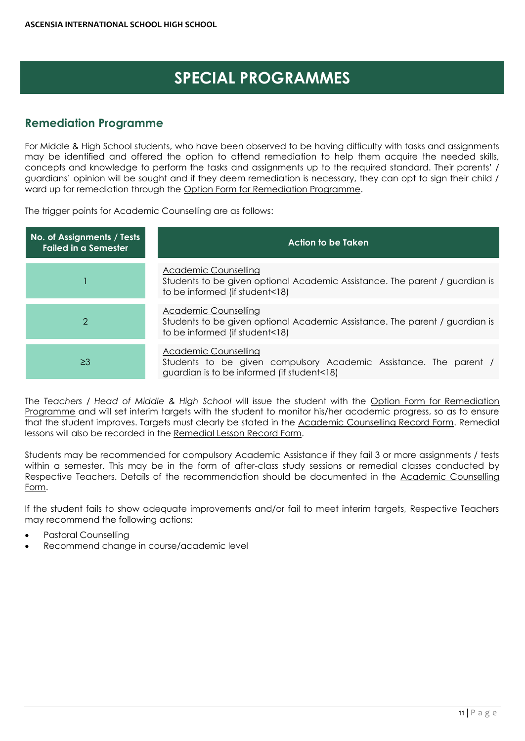# SPECIAL PROGRAMMES

## Remediation Programme

For Middle & High School students, who have been observed to be having difficulty with tasks and assignments may be identified and offered the option to attend remediation to help them acquire the needed skills, concepts and knowledge to perform the tasks and assignments up to the required standard. Their parents' / guardians' opinion will be sought and if they deem remediation is necessary, they can opt to sign their child / ward up for remediation through the Option Form for Remediation Programme.

The trigger points for Academic Counselling are as follows:

| No. of Assignments / Tests Failed in a Semester | Action to be Taken |
|---|---|
| 1 | Academic Counselling<br>Students to be given optional Academic Assistance. The parent / guardian is to be informed (if student<18) |
| 2 | Academic Counselling<br>Students to be given optional Academic Assistance. The parent / guardian is to be informed (if student<18) |
| ≥3 | Academic Counselling<br>Students to be given compulsory Academic Assistance. The parent / guardian is to be informed (if student<18) |

The *Teachers / Head of Middle & High School* will issue the student with the Option Form for Remediation Programme and will set interim targets with the student to monitor his/her academic progress, so as to ensure that the student improves. Targets must clearly be stated in the Academic Counselling Record Form. Remedial lessons will also be recorded in the Remedial Lesson Record Form.

Students may be recommended for compulsory Academic Assistance if they fail 3 or more assignments / tests within a semester. This may be in the form of after-class study sessions or remedial classes conducted by Respective Teachers. Details of the recommendation should be documented in the Academic Counselling Form.

If the student fails to show adequate improvements and/or fail to meet interim targets, Respective Teachers may recommend the following actions:

- Pastoral Counselling
- Recommend change in course/academic level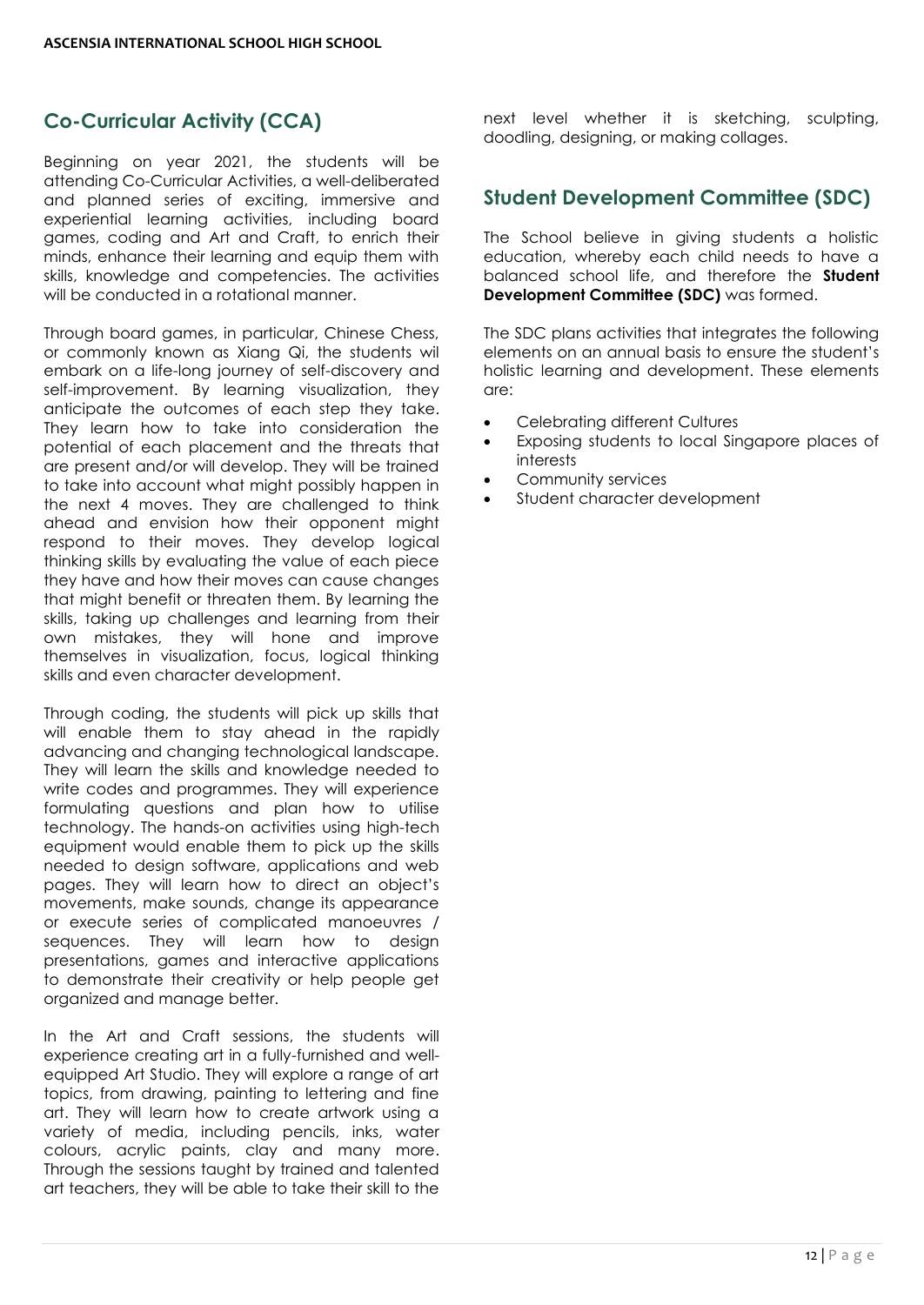## Co-Curricular Activity (CCA)

Beginning on year 2021, the students will be attending Co-Curricular Activities, a well-deliberated and planned series of exciting, immersive and experiential learning activities, including board games, coding and Art and Craft, to enrich their minds, enhance their learning and equip them with skills, knowledge and competencies. The activities will be conducted in a rotational manner.

Through board games, in particular, Chinese Chess, or commonly known as Xiang Qi, the students wil embark on a life-long journey of self-discovery and self-improvement. By learning visualization, they anticipate the outcomes of each step they take. They learn how to take into consideration the potential of each placement and the threats that are present and/or will develop. They will be trained to take into account what might possibly happen in the next 4 moves. They are challenged to think ahead and envision how their opponent might respond to their moves. They develop logical thinking skills by evaluating the value of each piece they have and how their moves can cause changes that might benefit or threaten them. By learning the skills, taking up challenges and learning from their own mistakes, they will hone and improve themselves in visualization, focus, logical thinking skills and even character development.

Through coding, the students will pick up skills that will enable them to stay ahead in the rapidly advancing and changing technological landscape. They will learn the skills and knowledge needed to write codes and programmes. They will experience formulating questions and plan how to utilise technology. The hands-on activities using high-tech equipment would enable them to pick up the skills needed to design software, applications and web pages. They will learn how to direct an object's movements, make sounds, change its appearance or execute series of complicated manoeuvres / sequences. They will learn how to design presentations, games and interactive applications to demonstrate their creativity or help people get organized and manage better.

In the Art and Craft sessions, the students will experience creating art in a fully-furnished and well-equipped Art Studio. They will explore a range of art topics, from drawing, painting to lettering and fine art. They will learn how to create artwork using a variety of media, including pencils, inks, water colours, acrylic paints, clay and many more. Through the sessions taught by trained and talented art teachers, they will be able to take their skill to the next level whether it is sketching, sculpting, doodling, designing, or making collages.

## Student Development Committee (SDC)

The School believe in giving students a holistic education, whereby each child needs to have a balanced school life, and therefore the **Student Development Committee (SDC)** was formed.

The SDC plans activities that integrates the following elements on an annual basis to ensure the student's holistic learning and development. These elements are:

- Celebrating different Cultures
- Exposing students to local Singapore places of interests
- Community services
- Student character development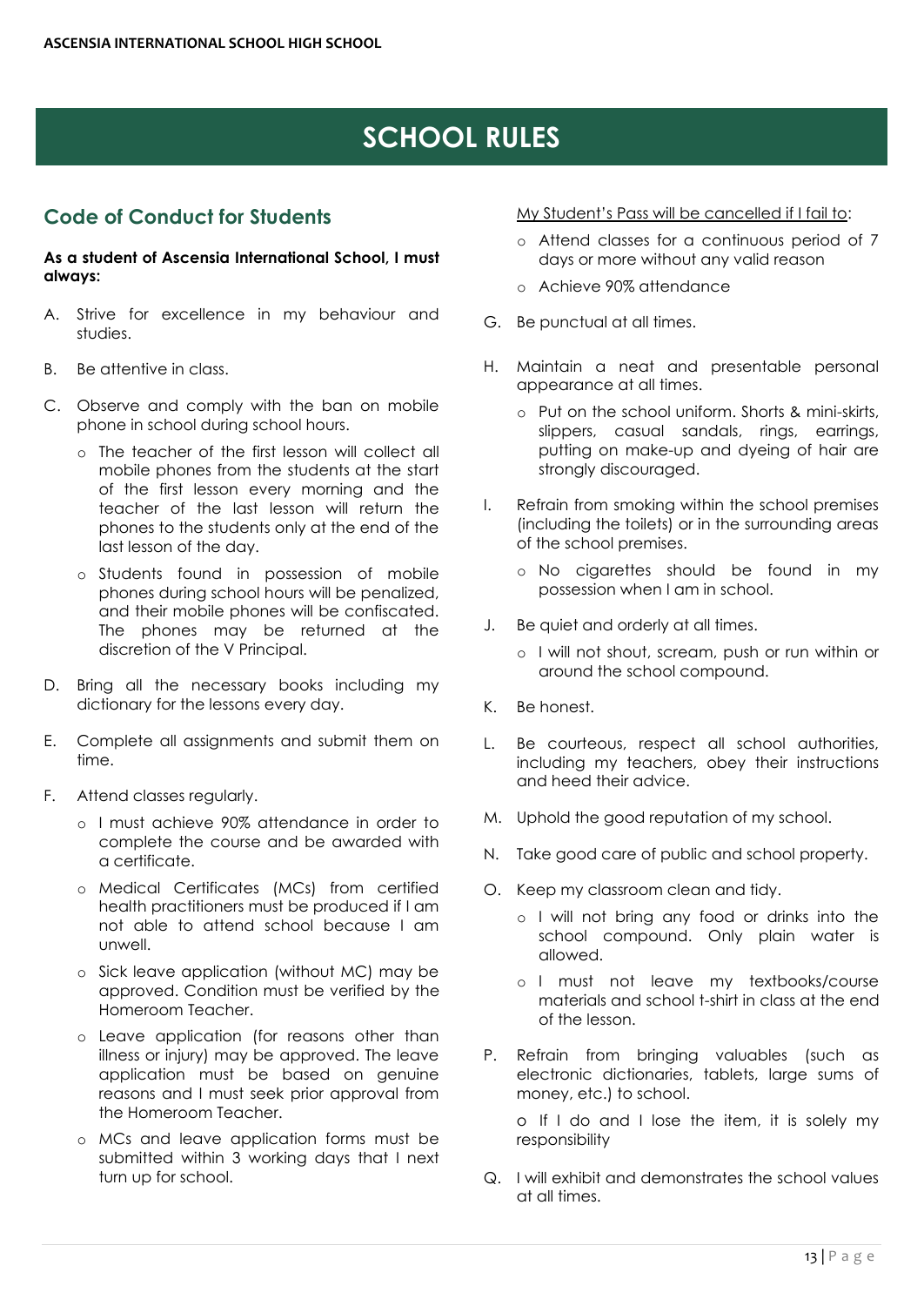# SCHOOL RULES

## Code of Conduct for Students

**As a student of Ascensia International School, I must always:**

A. Strive for excellence in my behaviour and studies.

B. Be attentive in class.

C. Observe and comply with the ban on mobile phone in school during school hours.
   - The teacher of the first lesson will collect all mobile phones from the students at the start of the first lesson every morning and the teacher of the last lesson will return the phones to the students only at the end of the last lesson of the day.
   - Students found in possession of mobile phones during school hours will be penalized, and their mobile phones will be confiscated. The phones may be returned at the discretion of the V Principal.

D. Bring all the necessary books including my dictionary for the lessons every day.

E. Complete all assignments and submit them on time.

F. Attend classes regularly.
   - I must achieve 90% attendance in order to complete the course and be awarded with a certificate.
   - Medical Certificates (MCs) from certified health practitioners must be produced if I am not able to attend school because I am unwell.
   - Sick leave application (without MC) may be approved. Condition must be verified by the Homeroom Teacher.
   - Leave application (for reasons other than illness or injury) may be approved. The leave application must be based on genuine reasons and I must seek prior approval from the Homeroom Teacher.
   - MCs and leave application forms must be submitted within 3 working days that I next turn up for school.

   <u>My Student's Pass will be cancelled if I fail to</u>:
   - Attend classes for a continuous period of 7 days or more without any valid reason
   - Achieve 90% attendance

G. Be punctual at all times.

H. Maintain a neat and presentable personal appearance at all times.
   - Put on the school uniform. Shorts & mini-skirts, slippers, casual sandals, rings, earrings, putting on make-up and dyeing of hair are strongly discouraged.

I. Refrain from smoking within the school premises (including the toilets) or in the surrounding areas of the school premises.
   - No cigarettes should be found in my possession when I am in school.

J. Be quiet and orderly at all times.
   - I will not shout, scream, push or run within or around the school compound.

K. Be honest.

L. Be courteous, respect all school authorities, including my teachers, obey their instructions and heed their advice.

M. Uphold the good reputation of my school.

N. Take good care of public and school property.

O. Keep my classroom clean and tidy.
   - I will not bring any food or drinks into the school compound. Only plain water is allowed.
   - I must not leave my textbooks/course materials and school t-shirt in class at the end of the lesson.

P. Refrain from bringing valuables (such as electronic dictionaries, tablets, large sums of money, etc.) to school.

   o If I do and I lose the item, it is solely my responsibility

Q. I will exhibit and demonstrates the school values at all times.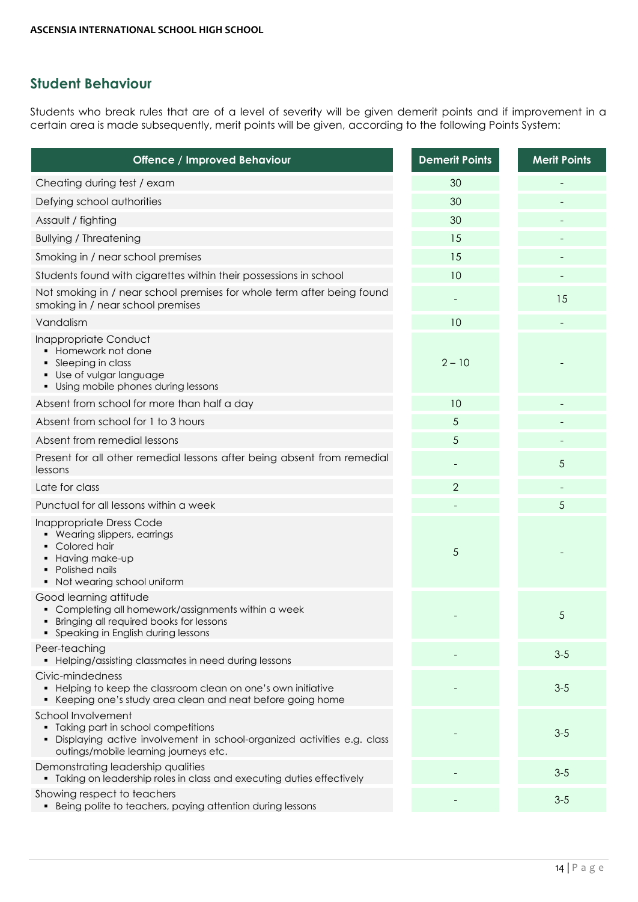## Student Behaviour

Students who break rules that are of a level of severity will be given demerit points and if improvement in a certain area is made subsequently, merit points will be given, according to the following Points System:

| Offence / Improved Behaviour | Demerit Points | Merit Points |
|---|---|---|
| Cheating during test / exam | 30 | - |
| Defying school authorities | 30 | - |
| Assault / fighting | 30 | - |
| Bullying / Threatening | 15 | - |
| Smoking in / near school premises | 15 | - |
| Students found with cigarettes within their possessions in school | 10 | - |
| Not smoking in / near school premises for whole term after being found smoking in / near school premises | - | 15 |
| Vandalism | 10 | - |
| Inappropriate Conduct<br>▪ Homework not done<br>▪ Sleeping in class<br>▪ Use of vulgar language<br>▪ Using mobile phones during lessons | 2 – 10 | - |
| Absent from school for more than half a day | 10 | - |
| Absent from school for 1 to 3 hours | 5 | - |
| Absent from remedial lessons | 5 | - |
| Present for all other remedial lessons after being absent from remedial lessons | - | 5 |
| Late for class | 2 | - |
| Punctual for all lessons within a week | - | 5 |
| Inappropriate Dress Code<br>▪ Wearing slippers, earrings<br>▪ Colored hair<br>▪ Having make-up<br>▪ Polished nails<br>▪ Not wearing school uniform | 5 | - |
| Good learning attitude<br>▪ Completing all homework/assignments within a week<br>▪ Bringing all required books for lessons<br>▪ Speaking in English during lessons | - | 5 |
| Peer-teaching<br>▪ Helping/assisting classmates in need during lessons | - | 3-5 |
| Civic-mindedness<br>▪ Helping to keep the classroom clean on one's own initiative<br>▪ Keeping one's study area clean and neat before going home | - | 3-5 |
| School Involvement<br>▪ Taking part in school competitions<br>▪ Displaying active involvement in school-organized activities e.g. class outings/mobile learning journeys etc. | - | 3-5 |
| Demonstrating leadership qualities<br>▪ Taking on leadership roles in class and executing duties effectively | - | 3-5 |
| Showing respect to teachers<br>▪ Being polite to teachers, paying attention during lessons | - | 3-5 |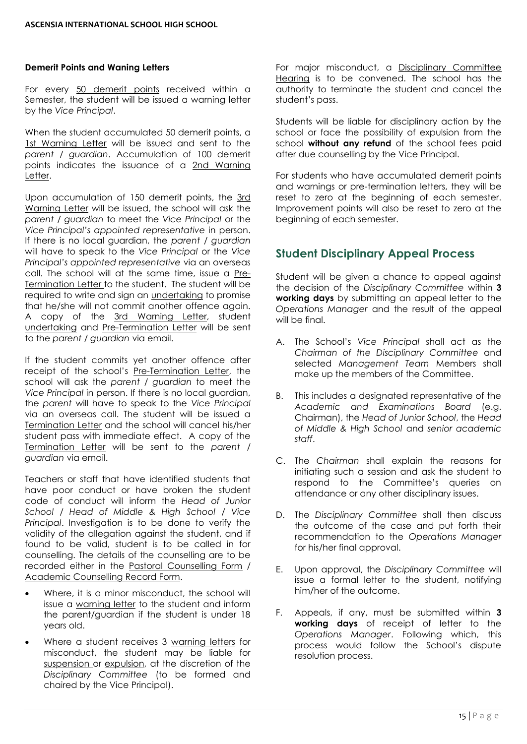**Demerit Points and Waning Letters**

For every 50 demerit points received within a Semester, the student will be issued a warning letter by the *Vice Principal*.

When the student accumulated 50 demerit points, a 1st Warning Letter will be issued and sent to the *parent / guardian*. Accumulation of 100 demerit points indicates the issuance of a 2nd Warning Letter.

Upon accumulation of 150 demerit points, the 3rd Warning Letter will be issued, the school will ask the *parent / guardian* to meet the *Vice Principal* or the *Vice Principal's appointed representative* in person. If there is no local guardian, the *parent / guardian* will have to speak to the *Vice Principal* or the *Vice Principal's appointed representative* via an overseas call. The school will at the same time, issue a Pre-Termination Letter to the student. The student will be required to write and sign an undertaking to promise that he/she will not commit another offence again. A copy of the 3rd Warning Letter, student undertaking and Pre-Termination Letter will be sent to the *parent / guardian* via email.

If the student commits yet another offence after receipt of the school's Pre-Termination Letter, the school will ask the *parent / guardian* to meet the *Vice Principal* in person. If there is no local guardian, the *parent* will have to speak to the *Vice Principal* via an overseas call. The student will be issued a Termination Letter and the school will cancel his/her student pass with immediate effect. A copy of the Termination Letter will be sent to the *parent / guardian* via email.

Teachers or staff that have identified students that have poor conduct or have broken the student code of conduct will inform the *Head of Junior School / Head of Middle & High School / Vice Principal*. Investigation is to be done to verify the validity of the allegation against the student, and if found to be valid, student is to be called in for counselling. The details of the counselling are to be recorded either in the Pastoral Counselling Form / Academic Counselling Record Form.

- Where, it is a minor misconduct, the school will issue a warning letter to the student and inform the parent/guardian if the student is under 18 years old.
- Where a student receives 3 warning letters for misconduct, the student may be liable for suspension or expulsion, at the discretion of the *Disciplinary Committee* (to be formed and chaired by the Vice Principal).

For major misconduct, a Disciplinary Committee Hearing is to be convened. The school has the authority to terminate the student and cancel the student's pass.

Students will be liable for disciplinary action by the school or face the possibility of expulsion from the school **without any refund** of the school fees paid after due counselling by the Vice Principal.

For students who have accumulated demerit points and warnings or pre-termination letters, they will be reset to zero at the beginning of each semester. Improvement points will also be reset to zero at the beginning of each semester.

## Student Disciplinary Appeal Process

Student will be given a chance to appeal against the decision of the *Disciplinary Committee* within **3 working days** by submitting an appeal letter to the *Operations Manager* and the result of the appeal will be final.

A. The School's *Vice Principal* shall act as the *Chairman of the Disciplinary Committee* and selected *Management Team* Members shall make up the members of the Committee.

B. This includes a designated representative of the *Academic and Examinations Board* (e.g. Chairman), the *Head of Junior School*, the *Head of Middle & High School* and *senior academic staff*.

C. The *Chairman* shall explain the reasons for initiating such a session and ask the student to respond to the Committee's queries on attendance or any other disciplinary issues.

D. The *Disciplinary Committee* shall then discuss the outcome of the case and put forth their recommendation to the *Operations Manager* for his/her final approval.

E. Upon approval, the *Disciplinary Committee* will issue a formal letter to the student, notifying him/her of the outcome.

F. Appeals, if any, must be submitted within **3 working days** of receipt of letter to the *Operations Manager*. Following which, this process would follow the School's dispute resolution process.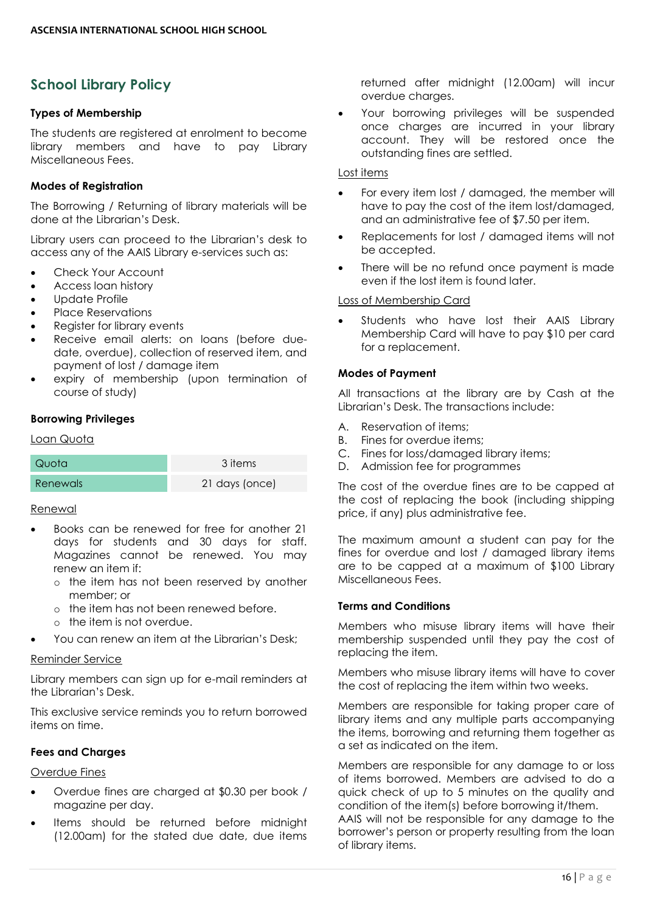## School Library Policy

**Types of Membership**

The students are registered at enrolment to become library members and have to pay Library Miscellaneous Fees.

**Modes of Registration**

The Borrowing / Returning of library materials will be done at the Librarian's Desk.

Library users can proceed to the Librarian's desk to access any of the AAIS Library e-services such as:

- Check Your Account
- Access loan history
- Update Profile
- Place Reservations
- Register for library events
- Receive email alerts: on loans (before due-date, overdue), collection of reserved item, and payment of lost / damage item
- expiry of membership (upon termination of course of study)

**Borrowing Privileges**

Loan Quota

| Quota | 3 items |
|---|---|
| Renewals | 21 days (once) |

Renewal

- Books can be renewed for free for another 21 days for students and 30 days for staff. Magazines cannot be renewed. You may renew an item if:
    - the item has not been reserved by another member; or
    - the item has not been renewed before.
    - the item is not overdue.
- You can renew an item at the Librarian's Desk;

Reminder Service

Library members can sign up for e-mail reminders at the Librarian's Desk.

This exclusive service reminds you to return borrowed items on time.

**Fees and Charges**

Overdue Fines

- Overdue fines are charged at $0.30 per book / magazine per day.
- Items should be returned before midnight (12.00am) for the stated due date, due items returned after midnight (12.00am) will incur overdue charges.
- Your borrowing privileges will be suspended once charges are incurred in your library account. They will be restored once the outstanding fines are settled.

Lost items

- For every item lost / damaged, the member will have to pay the cost of the item lost/damaged, and an administrative fee of $7.50 per item.
- Replacements for lost / damaged items will not be accepted.
- There will be no refund once payment is made even if the lost item is found later.

Loss of Membership Card

- Students who have lost their AAIS Library Membership Card will have to pay $10 per card for a replacement.

**Modes of Payment**

All transactions at the library are by Cash at the Librarian's Desk. The transactions include:

A. Reservation of items;
B. Fines for overdue items;
C. Fines for loss/damaged library items;
D. Admission fee for programmes

The cost of the overdue fines are to be capped at the cost of replacing the book (including shipping price, if any) plus administrative fee.

The maximum amount a student can pay for the fines for overdue and lost / damaged library items are to be capped at a maximum of $100 Library Miscellaneous Fees.

**Terms and Conditions**

Members who misuse library items will have their membership suspended until they pay the cost of replacing the item.

Members who misuse library items will have to cover the cost of replacing the item within two weeks.

Members are responsible for taking proper care of library items and any multiple parts accompanying the items, borrowing and returning them together as a set as indicated on the item.

Members are responsible for any damage to or loss of items borrowed. Members are advised to do a quick check of up to 5 minutes on the quality and condition of the item(s) before borrowing it/them. AAIS will not be responsible for any damage to the borrower's person or property resulting from the loan of library items.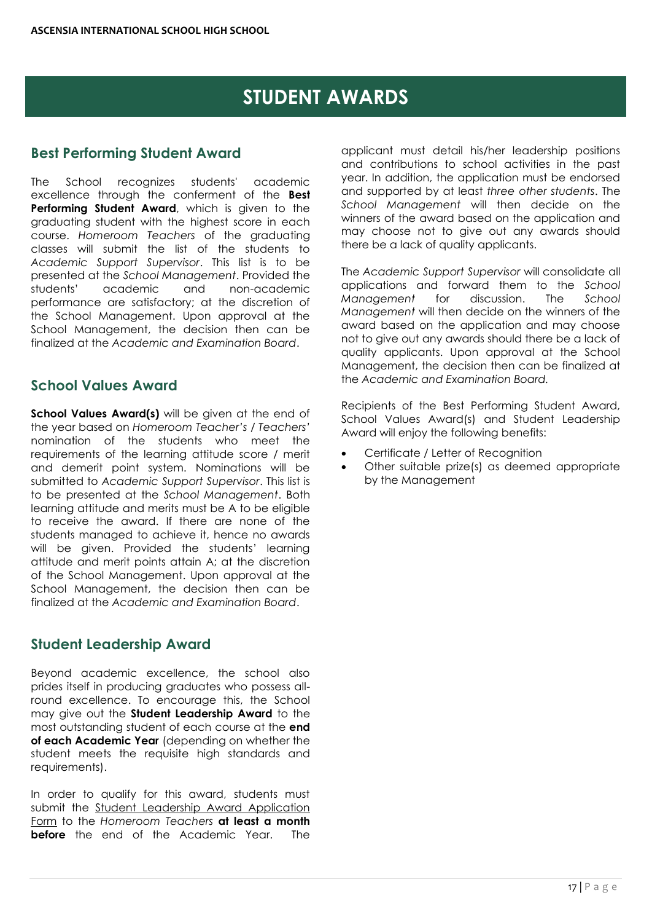# STUDENT AWARDS

## Best Performing Student Award

The School recognizes students' academic excellence through the conferment of the **Best Performing Student Award**, which is given to the graduating student with the highest score in each course. *Homeroom Teachers* of the graduating classes will submit the list of the students to *Academic Support Supervisor*. This list is to be presented at the *School Management*. Provided the students' academic and non-academic performance are satisfactory; at the discretion of the School Management. Upon approval at the School Management, the decision then can be finalized at the *Academic and Examination Board*.

## School Values Award

**School Values Award(s)** will be given at the end of the year based on *Homeroom Teacher's / Teachers'* nomination of the students who meet the requirements of the learning attitude score / merit and demerit point system. Nominations will be submitted to *Academic Support Supervisor*. This list is to be presented at the *School Management*. Both learning attitude and merits must be A to be eligible to receive the award. If there are none of the students managed to achieve it, hence no awards will be given. Provided the students' learning attitude and merit points attain A; at the discretion of the School Management. Upon approval at the School Management, the decision then can be finalized at the *Academic and Examination Board*.

## Student Leadership Award

Beyond academic excellence, the school also prides itself in producing graduates who possess all-round excellence. To encourage this, the School may give out the **Student Leadership Award** to the most outstanding student of each course at the **end of each Academic Year** (depending on whether the student meets the requisite high standards and requirements).

In order to qualify for this award, students must submit the Student Leadership Award Application Form to the *Homeroom Teachers* **at least a month before** the end of the Academic Year. The applicant must detail his/her leadership positions and contributions to school activities in the past year. In addition, the application must be endorsed and supported by at least *three other students*. The *School Management* will then decide on the winners of the award based on the application and may choose not to give out any awards should there be a lack of quality applicants.

The *Academic Support Supervisor* will consolidate all applications and forward them to the *School Management* for discussion. The *School Management* will then decide on the winners of the award based on the application and may choose not to give out any awards should there be a lack of quality applicants. Upon approval at the School Management, the decision then can be finalized at the *Academic and Examination Board.*

Recipients of the Best Performing Student Award, School Values Award(s) and Student Leadership Award will enjoy the following benefits:

- Certificate / Letter of Recognition
- Other suitable prize(s) as deemed appropriate by the Management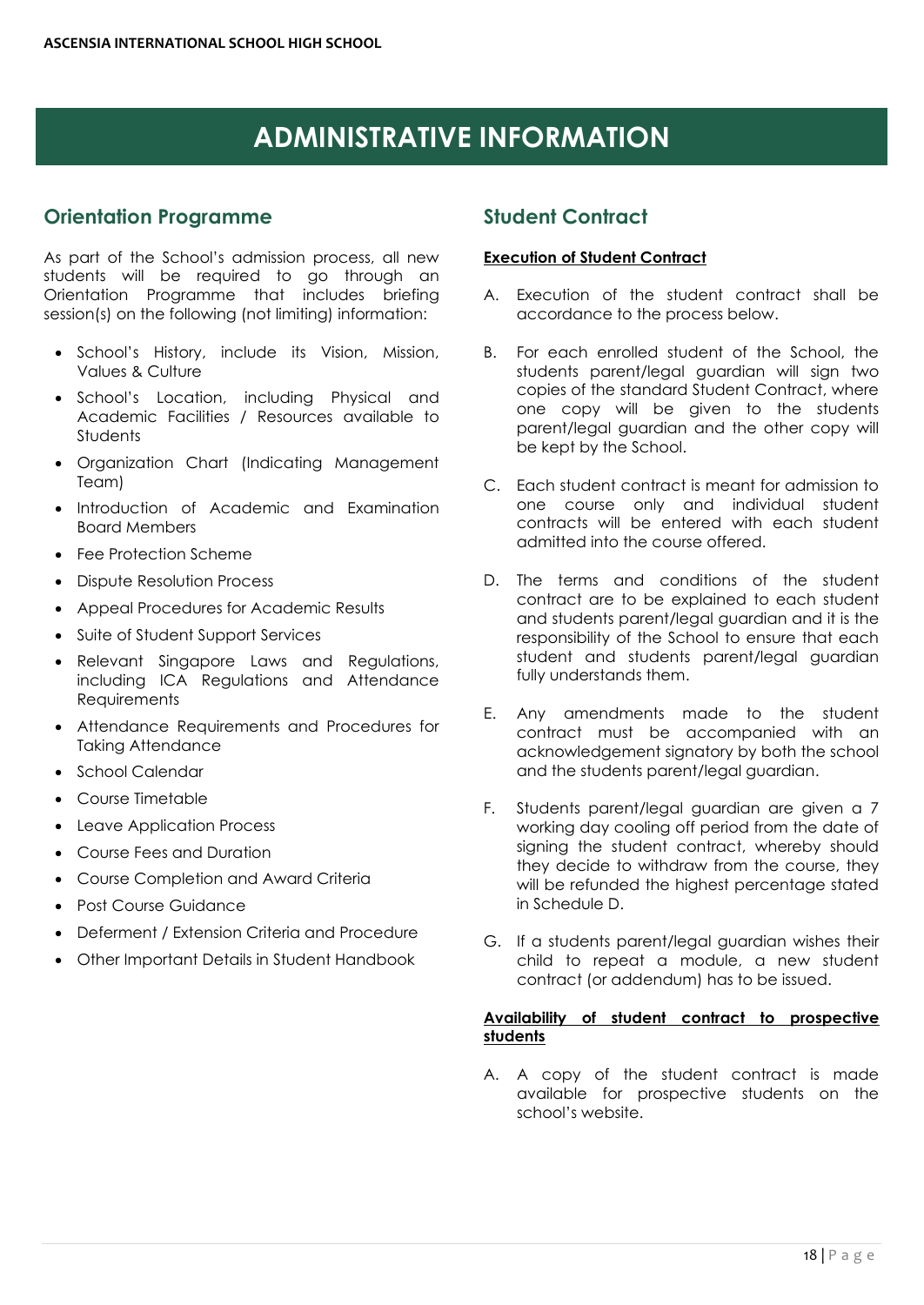# ADMINISTRATIVE INFORMATION

## Orientation Programme

As part of the School's admission process, all new students will be required to go through an Orientation Programme that includes briefing session(s) on the following (not limiting) information:

- School's History, include its Vision, Mission, Values & Culture
- School's Location, including Physical and Academic Facilities / Resources available to Students
- Organization Chart (Indicating Management Team)
- Introduction of Academic and Examination Board Members
- Fee Protection Scheme
- Dispute Resolution Process
- Appeal Procedures for Academic Results
- Suite of Student Support Services
- Relevant Singapore Laws and Regulations, including ICA Regulations and Attendance Requirements
- Attendance Requirements and Procedures for Taking Attendance
- School Calendar
- Course Timetable
- Leave Application Process
- Course Fees and Duration
- Course Completion and Award Criteria
- Post Course Guidance
- Deferment / Extension Criteria and Procedure
- Other Important Details in Student Handbook

## Student Contract

**<u>Execution of Student Contract</u>**

A. Execution of the student contract shall be accordance to the process below.

B. For each enrolled student of the School, the students parent/legal guardian will sign two copies of the standard Student Contract, where one copy will be given to the students parent/legal guardian and the other copy will be kept by the School.

C. Each student contract is meant for admission to one course only and individual student contracts will be entered with each student admitted into the course offered.

D. The terms and conditions of the student contract are to be explained to each student and students parent/legal guardian and it is the responsibility of the School to ensure that each student and students parent/legal guardian fully understands them.

E. Any amendments made to the student contract must be accompanied with an acknowledgement signatory by both the school and the students parent/legal guardian.

F. Students parent/legal guardian are given a 7 working day cooling off period from the date of signing the student contract, whereby should they decide to withdraw from the course, they will be refunded the highest percentage stated in Schedule D.

G. If a students parent/legal guardian wishes their child to repeat a module, a new student contract (or addendum) has to be issued.

**<u>Availability of student contract to prospective students</u>**

A. A copy of the student contract is made available for prospective students on the school's website.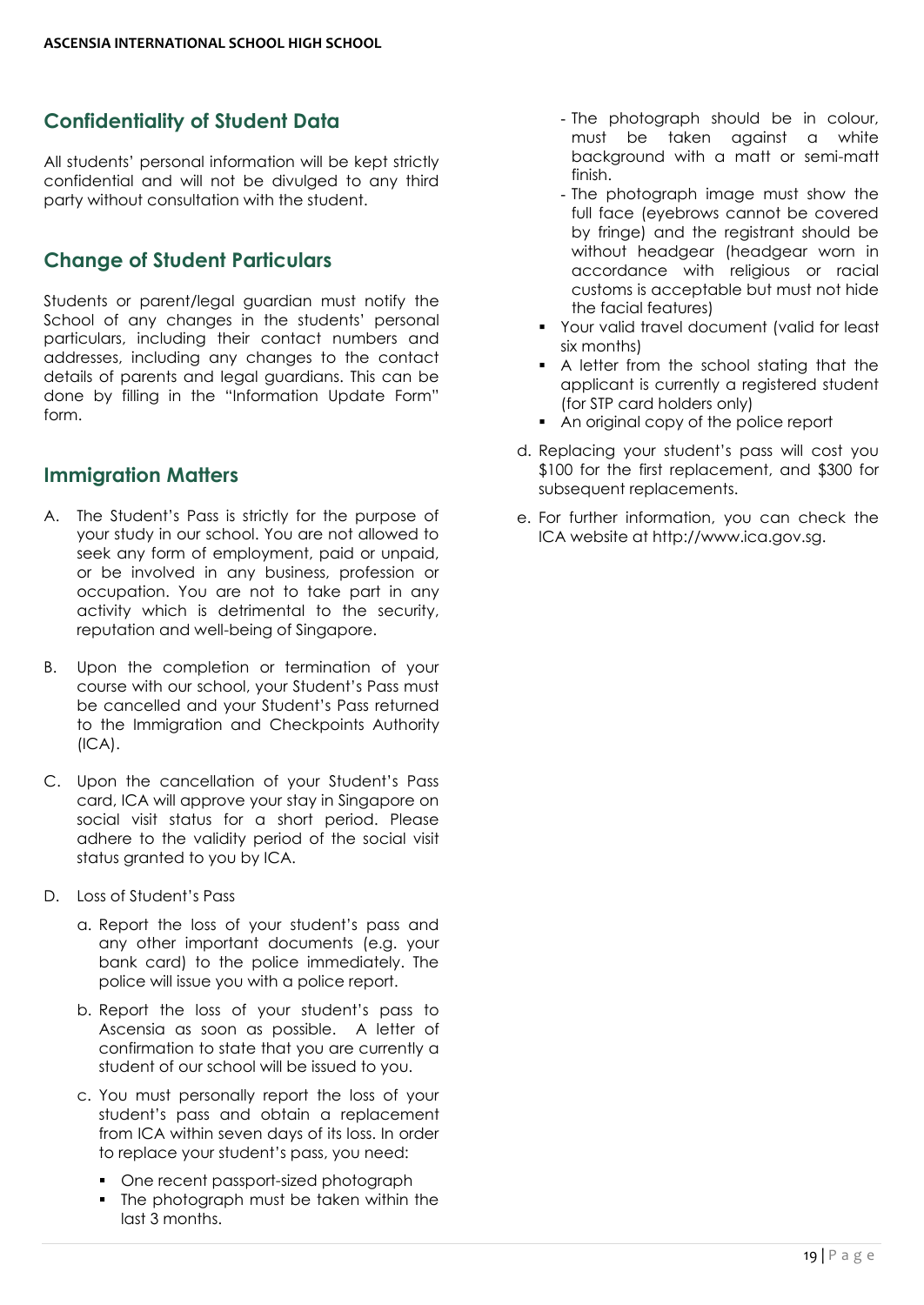## Confidentiality of Student Data

All students' personal information will be kept strictly confidential and will not be divulged to any third party without consultation with the student.

## Change of Student Particulars

Students or parent/legal guardian must notify the School of any changes in the students' personal particulars, including their contact numbers and addresses, including any changes to the contact details of parents and legal guardians. This can be done by filling in the "Information Update Form" form.

## Immigration Matters

A. The Student's Pass is strictly for the purpose of your study in our school. You are not allowed to seek any form of employment, paid or unpaid, or be involved in any business, profession or occupation. You are not to take part in any activity which is detrimental to the security, reputation and well-being of Singapore.

B. Upon the completion or termination of your course with our school, your Student's Pass must be cancelled and your Student's Pass returned to the Immigration and Checkpoints Authority (ICA).

C. Upon the cancellation of your Student's Pass card, ICA will approve your stay in Singapore on social visit status for a short period. Please adhere to the validity period of the social visit status granted to you by ICA.

D. Loss of Student's Pass

a. Report the loss of your student's pass and any other important documents (e.g. your bank card) to the police immediately. The police will issue you with a police report.

b. Report the loss of your student's pass to Ascensia as soon as possible. A letter of confirmation to state that you are currently a student of our school will be issued to you.

c. You must personally report the loss of your student's pass and obtain a replacement from ICA within seven days of its loss. In order to replace your student's pass, you need:

- One recent passport-sized photograph
- The photograph must be taken within the last 3 months.
  - The photograph should be in colour, must be taken against a white background with a matt or semi-matt finish.
  - The photograph image must show the full face (eyebrows cannot be covered by fringe) and the registrant should be without headgear (headgear worn in accordance with religious or racial customs is acceptable but must not hide the facial features)
- Your valid travel document (valid for least six months)
- A letter from the school stating that the applicant is currently a registered student (for STP card holders only)
- An original copy of the police report

d. Replacing your student's pass will cost you $100 for the first replacement, and $300 for subsequent replacements.

e. For further information, you can check the ICA website at http://www.ica.gov.sg.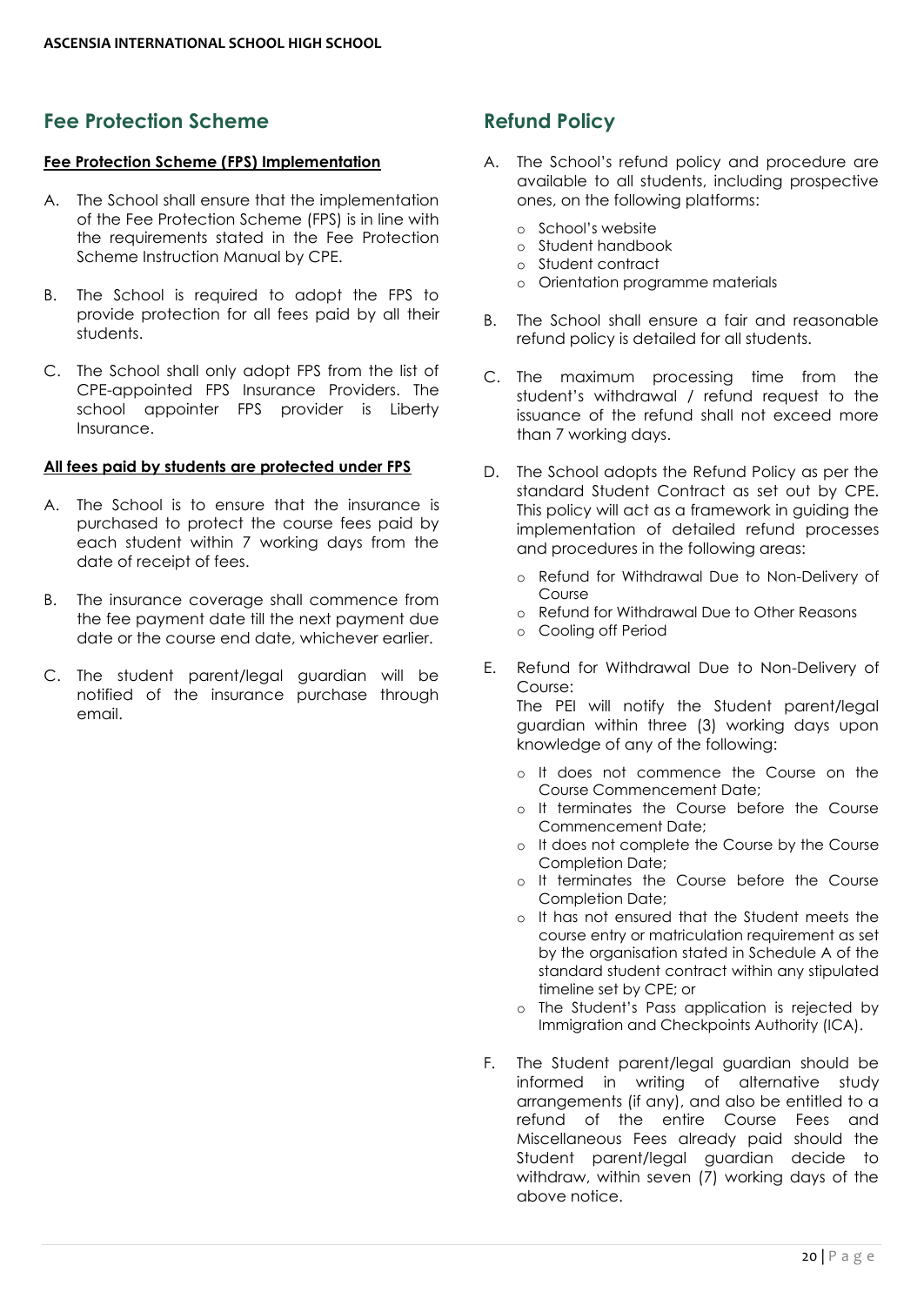## Fee Protection Scheme

**Fee Protection Scheme (FPS) Implementation**

A. The School shall ensure that the implementation of the Fee Protection Scheme (FPS) is in line with the requirements stated in the Fee Protection Scheme Instruction Manual by CPE.

B. The School is required to adopt the FPS to provide protection for all fees paid by all their students.

C. The School shall only adopt FPS from the list of CPE-appointed FPS Insurance Providers. The school appointer FPS provider is Liberty Insurance.

**All fees paid by students are protected under FPS**

A. The School is to ensure that the insurance is purchased to protect the course fees paid by each student within 7 working days from the date of receipt of fees.

B. The insurance coverage shall commence from the fee payment date till the next payment due date or the course end date, whichever earlier.

C. The student parent/legal guardian will be notified of the insurance purchase through email.

## Refund Policy

A. The School's refund policy and procedure are available to all students, including prospective ones, on the following platforms:

- School's website
- Student handbook
- Student contract
- Orientation programme materials

B. The School shall ensure a fair and reasonable refund policy is detailed for all students.

C. The maximum processing time from the student's withdrawal / refund request to the issuance of the refund shall not exceed more than 7 working days.

D. The School adopts the Refund Policy as per the standard Student Contract as set out by CPE. This policy will act as a framework in guiding the implementation of detailed refund processes and procedures in the following areas:

- Refund for Withdrawal Due to Non-Delivery of Course
- Refund for Withdrawal Due to Other Reasons
- Cooling off Period

E. Refund for Withdrawal Due to Non-Delivery of Course:
The PEI will notify the Student parent/legal guardian within three (3) working days upon knowledge of any of the following:

- It does not commence the Course on the Course Commencement Date;
- It terminates the Course before the Course Commencement Date;
- It does not complete the Course by the Course Completion Date;
- It terminates the Course before the Course Completion Date;
- It has not ensured that the Student meets the course entry or matriculation requirement as set by the organisation stated in Schedule A of the standard student contract within any stipulated timeline set by CPE; or
- The Student's Pass application is rejected by Immigration and Checkpoints Authority (ICA).

F. The Student parent/legal guardian should be informed in writing of alternative study arrangements (if any), and also be entitled to a refund of the entire Course Fees and Miscellaneous Fees already paid should the Student parent/legal guardian decide to withdraw, within seven (7) working days of the above notice.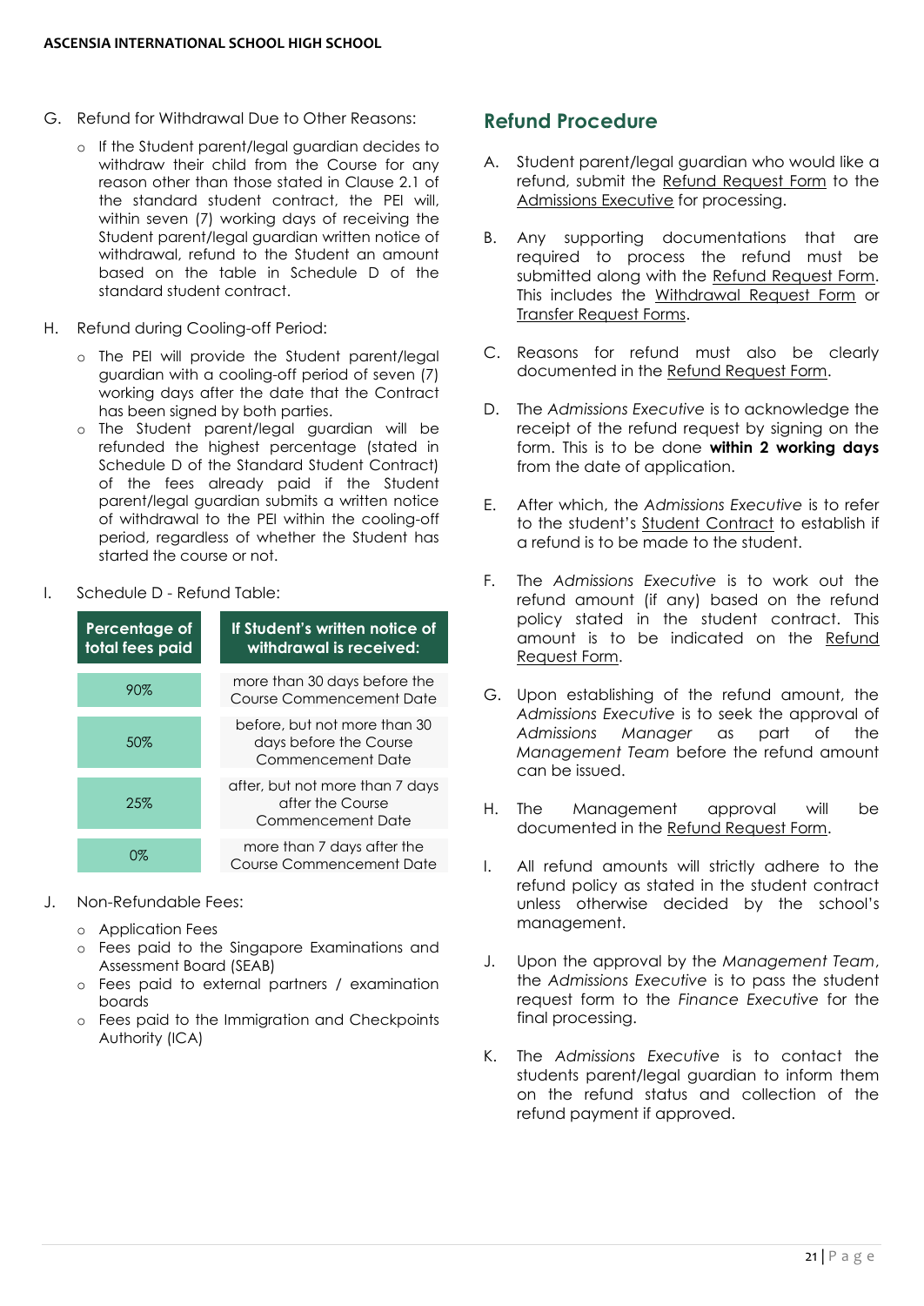G. Refund for Withdrawal Due to Other Reasons:

- If the Student parent/legal guardian decides to withdraw their child from the Course for any reason other than those stated in Clause 2.1 of the standard student contract, the PEI will, within seven (7) working days of receiving the Student parent/legal guardian written notice of withdrawal, refund to the Student an amount based on the table in Schedule D of the standard student contract.

H. Refund during Cooling-off Period:

- The PEI will provide the Student parent/legal guardian with a cooling-off period of seven (7) working days after the date that the Contract has been signed by both parties.
- The Student parent/legal guardian will be refunded the highest percentage (stated in Schedule D of the Standard Student Contract) of the fees already paid if the Student parent/legal guardian submits a written notice of withdrawal to the PEI within the cooling-off period, regardless of whether the Student has started the course or not.

I. Schedule D - Refund Table:

| Percentage of total fees paid | If Student's written notice of withdrawal is received: |
|---|---|
| 90% | more than 30 days before the Course Commencement Date |
| 50% | before, but not more than 30 days before the Course Commencement Date |
| 25% | after, but not more than 7 days after the Course Commencement Date |
| 0% | more than 7 days after the Course Commencement Date |

J. Non-Refundable Fees:

- Application Fees
- Fees paid to the Singapore Examinations and Assessment Board (SEAB)
- Fees paid to external partners / examination boards
- Fees paid to the Immigration and Checkpoints Authority (ICA)

## Refund Procedure

A. Student parent/legal guardian who would like a refund, submit the Refund Request Form to the Admissions Executive for processing.

B. Any supporting documentations that are required to process the refund must be submitted along with the Refund Request Form. This includes the Withdrawal Request Form or Transfer Request Forms.

C. Reasons for refund must also be clearly documented in the Refund Request Form.

D. The *Admissions Executive* is to acknowledge the receipt of the refund request by signing on the form. This is to be done **within 2 working days** from the date of application.

E. After which, the *Admissions Executive* is to refer to the student's Student Contract to establish if a refund is to be made to the student.

F. The *Admissions Executive* is to work out the refund amount (if any) based on the refund policy stated in the student contract. This amount is to be indicated on the Refund Request Form.

G. Upon establishing of the refund amount, the *Admissions Executive* is to seek the approval of *Admissions Manager* as part of the *Management Team* before the refund amount can be issued.

H. The Management approval will be documented in the Refund Request Form.

I. All refund amounts will strictly adhere to the refund policy as stated in the student contract unless otherwise decided by the school's management.

J. Upon the approval by the *Management Team*, the *Admissions Executive* is to pass the student request form to the *Finance Executive* for the final processing.

K. The *Admissions Executive* is to contact the students parent/legal guardian to inform them on the refund status and collection of the refund payment if approved.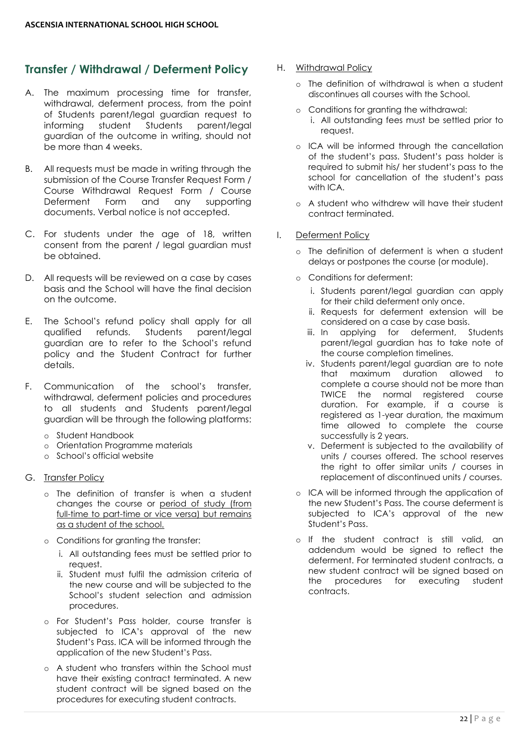## Transfer / Withdrawal / Deferment Policy

A. The maximum processing time for transfer, withdrawal, deferment process, from the point of Students parent/legal guardian request to informing student Students parent/legal guardian of the outcome in writing, should not be more than 4 weeks.

B. All requests must be made in writing through the submission of the Course Transfer Request Form / Course Withdrawal Request Form / Course Deferment Form and any supporting documents. Verbal notice is not accepted.

C. For students under the age of 18, written consent from the parent / legal guardian must be obtained.

D. All requests will be reviewed on a case by cases basis and the School will have the final decision on the outcome.

E. The School's refund policy shall apply for all qualified refunds. Students parent/legal guardian are to refer to the School's refund policy and the Student Contract for further details.

F. Communication of the school's transfer, withdrawal, deferment policies and procedures to all students and Students parent/legal guardian will be through the following platforms:

- Student Handbook
- Orientation Programme materials
- School's official website

G. Transfer Policy

- The definition of transfer is when a student changes the course or period of study (from full-time to part-time or vice versa) but remains as a student of the school.
- Conditions for granting the transfer:
  i. All outstanding fees must be settled prior to request.
  ii. Student must fulfil the admission criteria of the new course and will be subjected to the School's student selection and admission procedures.
- For Student's Pass holder, course transfer is subjected to ICA's approval of the new Student's Pass. ICA will be informed through the application of the new Student's Pass.
- A student who transfers within the School must have their existing contract terminated. A new student contract will be signed based on the procedures for executing student contracts.

H. Withdrawal Policy

- The definition of withdrawal is when a student discontinues all courses with the School.
- Conditions for granting the withdrawal:
  i. All outstanding fees must be settled prior to request.
- ICA will be informed through the cancellation of the student's pass. Student's pass holder is required to submit his/ her student's pass to the school for cancellation of the student's pass with ICA.
- A student who withdrew will have their student contract terminated.

I. Deferment Policy

- The definition of deferment is when a student delays or postpones the course (or module).
- Conditions for deferment:
  i. Students parent/legal guardian can apply for their child deferment only once.
  ii. Requests for deferment extension will be considered on a case by case basis.
  iii. In applying for deferment, Students parent/legal guardian has to take note of the course completion timelines.
  iv. Students parent/legal guardian are to note that maximum duration allowed to complete a course should not be more than TWICE the normal registered course duration. For example, if a course is registered as 1-year duration, the maximum time allowed to complete the course successfully is 2 years.
  v. Deferment is subjected to the availability of units / courses offered. The school reserves the right to offer similar units / courses in replacement of discontinued units / courses.
- ICA will be informed through the application of the new Student's Pass. The course deferment is subjected to ICA's approval of the new Student's Pass.
- If the student contract is still valid, an addendum would be signed to reflect the deferment. For terminated student contracts, a new student contract will be signed based on the procedures for executing student contracts.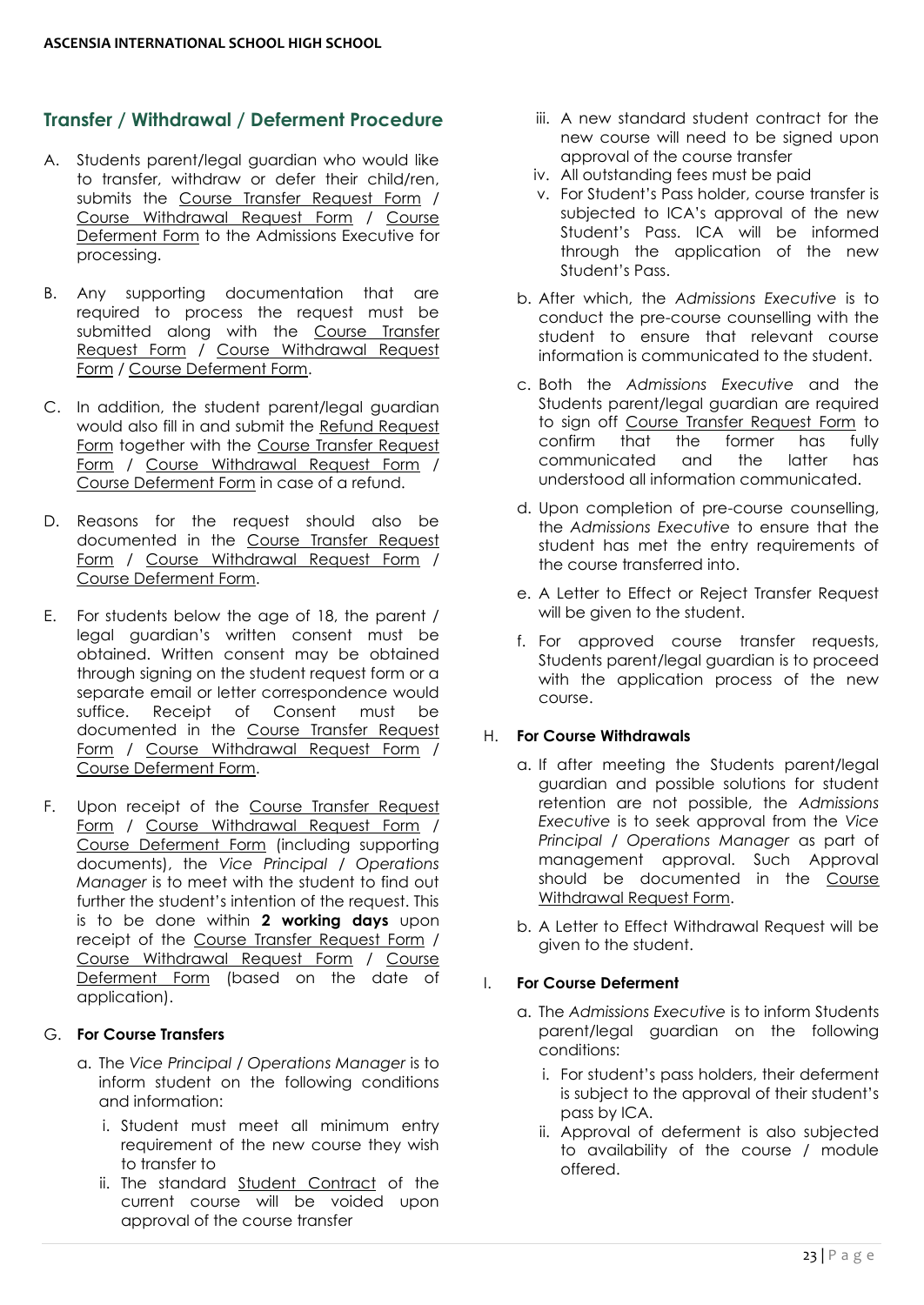## Transfer / Withdrawal / Deferment Procedure

A. Students parent/legal guardian who would like to transfer, withdraw or defer their child/ren, submits the Course Transfer Request Form / Course Withdrawal Request Form / Course Deferment Form to the Admissions Executive for processing.

B. Any supporting documentation that are required to process the request must be submitted along with the Course Transfer Request Form / Course Withdrawal Request Form / Course Deferment Form.

C. In addition, the student parent/legal guardian would also fill in and submit the Refund Request Form together with the Course Transfer Request Form / Course Withdrawal Request Form / Course Deferment Form in case of a refund.

D. Reasons for the request should also be documented in the Course Transfer Request Form / Course Withdrawal Request Form / Course Deferment Form.

E. For students below the age of 18, the parent / legal guardian's written consent must be obtained. Written consent may be obtained through signing on the student request form or a separate email or letter correspondence would suffice. Receipt of Consent must be documented in the Course Transfer Request Form / Course Withdrawal Request Form / Course Deferment Form.

F. Upon receipt of the Course Transfer Request Form / Course Withdrawal Request Form / Course Deferment Form (including supporting documents), the *Vice Principal / Operations Manager* is to meet with the student to find out further the student's intention of the request. This is to be done within **2 working days** upon receipt of the Course Transfer Request Form / Course Withdrawal Request Form / Course Deferment Form (based on the date of application).

G. **For Course Transfers**

   a. The *Vice Principal / Operations Manager* is to inform student on the following conditions and information:

      i. Student must meet all minimum entry requirement of the new course they wish to transfer to
      ii. The standard Student Contract of the current course will be voided upon approval of the course transfer
      iii. A new standard student contract for the new course will need to be signed upon approval of the course transfer
      iv. All outstanding fees must be paid
      v. For Student's Pass holder, course transfer is subjected to ICA's approval of the new Student's Pass. ICA will be informed through the application of the new Student's Pass.

   b. After which, the *Admissions Executive* is to conduct the pre-course counselling with the student to ensure that relevant course information is communicated to the student.

   c. Both the *Admissions Executive* and the Students parent/legal guardian are required to sign off Course Transfer Request Form to confirm that the former has fully communicated and the latter has understood all information communicated.

   d. Upon completion of pre-course counselling, the *Admissions Executive* to ensure that the student has met the entry requirements of the course transferred into.

   e. A Letter to Effect or Reject Transfer Request will be given to the student.

   f. For approved course transfer requests, Students parent/legal guardian is to proceed with the application process of the new course.

H. **For Course Withdrawals**

   a. If after meeting the Students parent/legal guardian and possible solutions for student retention are not possible, the *Admissions Executive* is to seek approval from the *Vice Principal / Operations Manager* as part of management approval. Such Approval should be documented in the Course Withdrawal Request Form.

   b. A Letter to Effect Withdrawal Request will be given to the student.

I. **For Course Deferment**

   a. The *Admissions Executive* is to inform Students parent/legal guardian on the following conditions:

      i. For student's pass holders, their deferment is subject to the approval of their student's pass by ICA.
      ii. Approval of deferment is also subjected to availability of the course / module offered.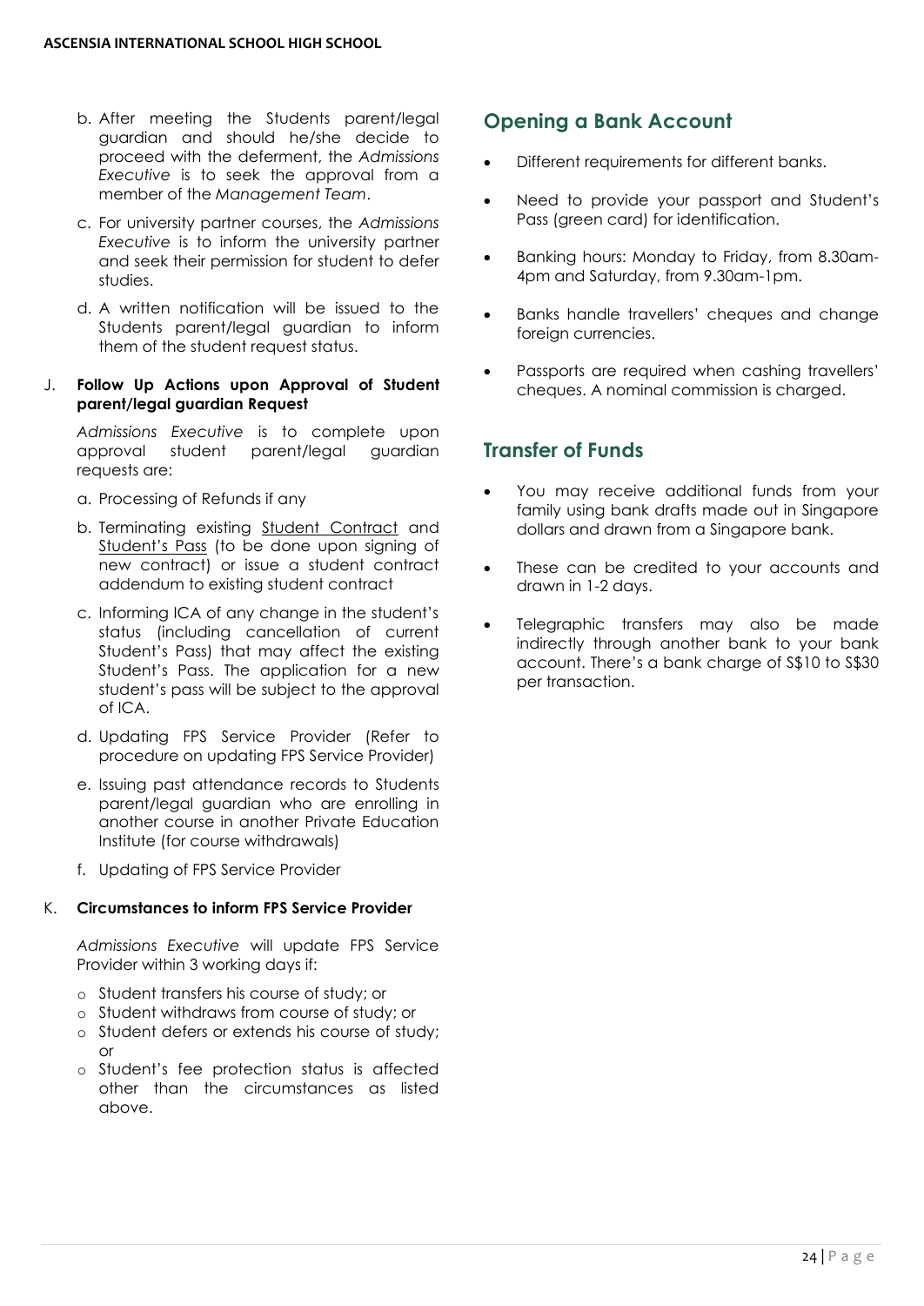b. After meeting the Students parent/legal guardian and should he/she decide to proceed with the deferment, the *Admissions Executive* is to seek the approval from a member of the *Management Team*.

c. For university partner courses, the *Admissions Executive* is to inform the university partner and seek their permission for student to defer studies.

d. A written notification will be issued to the Students parent/legal guardian to inform them of the student request status.

J. **Follow Up Actions upon Approval of Student parent/legal guardian Request**

*Admissions Executive* is to complete upon approval student parent/legal guardian requests are:

a. Processing of Refunds if any

b. Terminating existing Student Contract and Student's Pass (to be done upon signing of new contract) or issue a student contract addendum to existing student contract

c. Informing ICA of any change in the student's status (including cancellation of current Student's Pass) that may affect the existing Student's Pass. The application for a new student's pass will be subject to the approval of ICA.

d. Updating FPS Service Provider (Refer to procedure on updating FPS Service Provider)

e. Issuing past attendance records to Students parent/legal guardian who are enrolling in another course in another Private Education Institute (for course withdrawals)

f. Updating of FPS Service Provider

K. **Circumstances to inform FPS Service Provider**

*Admissions Executive* will update FPS Service Provider within 3 working days if:

- Student transfers his course of study; or
- Student withdraws from course of study; or
- Student defers or extends his course of study; or
- Student's fee protection status is affected other than the circumstances as listed above.

## Opening a Bank Account

- Different requirements for different banks.
- Need to provide your passport and Student's Pass (green card) for identification.
- Banking hours: Monday to Friday, from 8.30am-4pm and Saturday, from 9.30am-1pm.
- Banks handle travellers' cheques and change foreign currencies.
- Passports are required when cashing travellers' cheques. A nominal commission is charged.

## Transfer of Funds

- You may receive additional funds from your family using bank drafts made out in Singapore dollars and drawn from a Singapore bank.
- These can be credited to your accounts and drawn in 1-2 days.
- Telegraphic transfers may also be made indirectly through another bank to your bank account. There's a bank charge of S$10 to S$30 per transaction.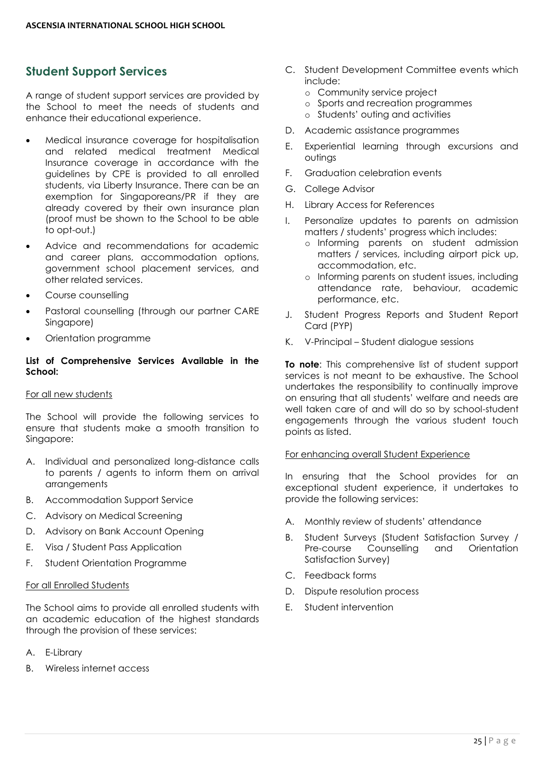## Student Support Services

A range of student support services are provided by the School to meet the needs of students and enhance their educational experience.

- Medical insurance coverage for hospitalisation and related medical treatment Medical Insurance coverage in accordance with the guidelines by CPE is provided to all enrolled students, via Liberty Insurance. There can be an exemption for Singaporeans/PR if they are already covered by their own insurance plan (proof must be shown to the School to be able to opt-out.)
- Advice and recommendations for academic and career plans, accommodation options, government school placement services, and other related services.
- Course counselling
- Pastoral counselling (through our partner CARE Singapore)
- Orientation programme

**List of Comprehensive Services Available in the School:**

For all new students

The School will provide the following services to ensure that students make a smooth transition to Singapore:

A. Individual and personalized long-distance calls to parents / agents to inform them on arrival arrangements
B. Accommodation Support Service
C. Advisory on Medical Screening
D. Advisory on Bank Account Opening
E. Visa / Student Pass Application
F. Student Orientation Programme

For all Enrolled Students

The School aims to provide all enrolled students with an academic education of the highest standards through the provision of these services:

A. E-Library
B. Wireless internet access
C. Student Development Committee events which include:
   - Community service project
   - Sports and recreation programmes
   - Students' outing and activities
D. Academic assistance programmes
E. Experiential learning through excursions and outings
F. Graduation celebration events
G. College Advisor
H. Library Access for References
I. Personalize updates to parents on admission matters / students' progress which includes:
   - Informing parents on student admission matters / services, including airport pick up, accommodation, etc.
   - Informing parents on student issues, including attendance rate, behaviour, academic performance, etc.
J. Student Progress Reports and Student Report Card (PYP)
K. V-Principal – Student dialogue sessions

**To note**: This comprehensive list of student support services is not meant to be exhaustive. The School undertakes the responsibility to continually improve on ensuring that all students' welfare and needs are well taken care of and will do so by school-student engagements through the various student touch points as listed.

For enhancing overall Student Experience

In ensuring that the School provides for an exceptional student experience, it undertakes to provide the following services:

A. Monthly review of students' attendance
B. Student Surveys (Student Satisfaction Survey / Pre-course Counselling and Orientation Satisfaction Survey)
C. Feedback forms
D. Dispute resolution process
E. Student intervention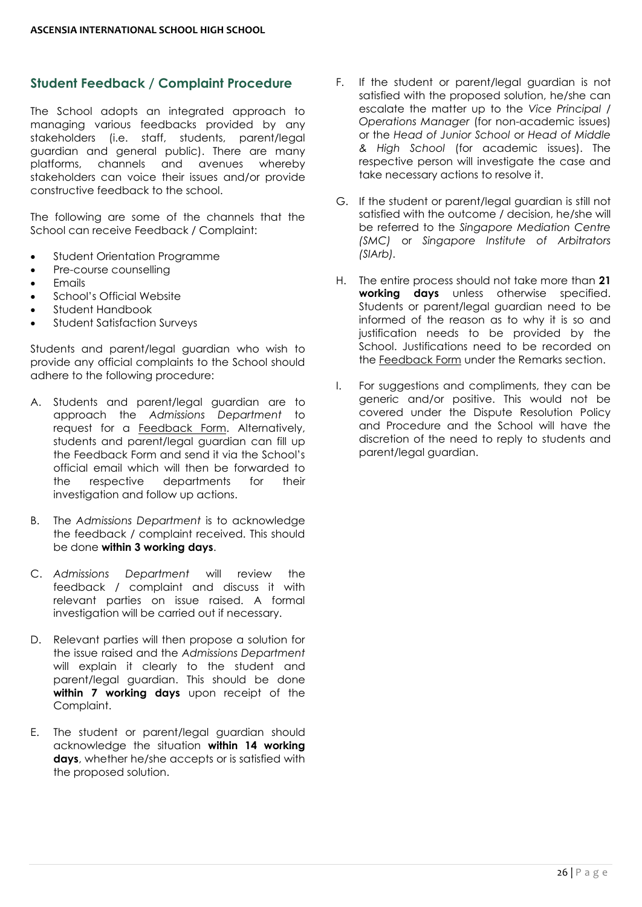## Student Feedback / Complaint Procedure

The School adopts an integrated approach to managing various feedbacks provided by any stakeholders (i.e. staff, students, parent/legal guardian and general public). There are many platforms, channels and avenues whereby stakeholders can voice their issues and/or provide constructive feedback to the school.

The following are some of the channels that the School can receive Feedback / Complaint:

- Student Orientation Programme
- Pre-course counselling
- Emails
- School's Official Website
- Student Handbook
- Student Satisfaction Surveys

Students and parent/legal guardian who wish to provide any official complaints to the School should adhere to the following procedure:

A. Students and parent/legal guardian are to approach the *Admissions Department* to request for a Feedback Form. Alternatively, students and parent/legal guardian can fill up the Feedback Form and send it via the School's official email which will then be forwarded to the respective departments for their investigation and follow up actions.

B. The *Admissions Department* is to acknowledge the feedback / complaint received. This should be done **within 3 working days**.

C. *Admissions Department* will review the feedback / complaint and discuss it with relevant parties on issue raised. A formal investigation will be carried out if necessary.

D. Relevant parties will then propose a solution for the issue raised and the *Admissions Department* will explain it clearly to the student and parent/legal guardian. This should be done **within 7 working days** upon receipt of the Complaint.

E. The student or parent/legal guardian should acknowledge the situation **within 14 working days**, whether he/she accepts or is satisfied with the proposed solution.

F. If the student or parent/legal guardian is not satisfied with the proposed solution, he/she can escalate the matter up to the *Vice Principal / Operations Manager* (for non-academic issues) or the *Head of Junior School* or *Head of Middle & High School* (for academic issues). The respective person will investigate the case and take necessary actions to resolve it.

G. If the student or parent/legal guardian is still not satisfied with the outcome / decision, he/she will be referred to the *Singapore Mediation Centre (SMC)* or *Singapore Institute of Arbitrators (SIArb)*.

H. The entire process should not take more than **21 working days** unless otherwise specified. Students or parent/legal guardian need to be informed of the reason as to why it is so and justification needs to be provided by the School. Justifications need to be recorded on the Feedback Form under the Remarks section.

I. For suggestions and compliments, they can be generic and/or positive. This would not be covered under the Dispute Resolution Policy and Procedure and the School will have the discretion of the need to reply to students and parent/legal guardian.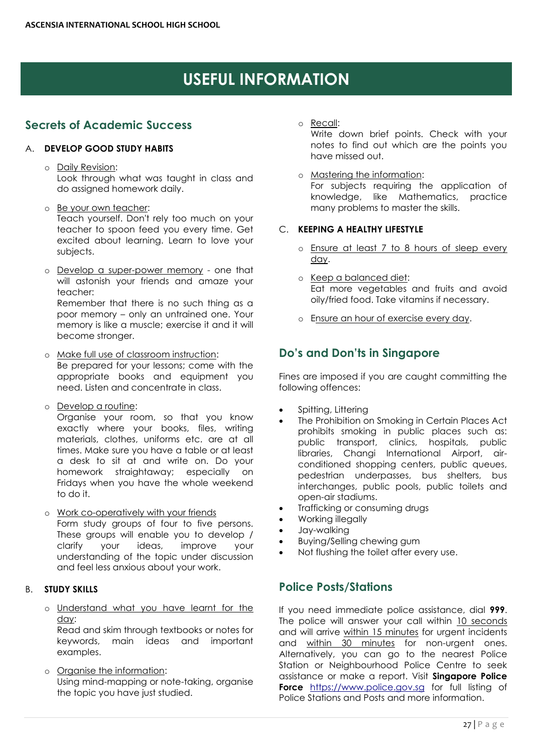# USEFUL INFORMATION

## Secrets of Academic Success

A. **DEVELOP GOOD STUDY HABITS**

- Daily Revision:
  Look through what was taught in class and do assigned homework daily.
- Be your own teacher:
  Teach yourself. Don't rely too much on your teacher to spoon feed you every time. Get excited about learning. Learn to love your subjects.
- Develop a super-power memory - one that will astonish your friends and amaze your teacher:
  Remember that there is no such thing as a poor memory – only an untrained one. Your memory is like a muscle; exercise it and it will become stronger.
- Make full use of classroom instruction:
  Be prepared for your lessons; come with the appropriate books and equipment you need. Listen and concentrate in class.
- Develop a routine:
  Organise your room, so that you know exactly where your books, files, writing materials, clothes, uniforms etc. are at all times. Make sure you have a table or at least a desk to sit at and write on. Do your homework straightaway; especially on Fridays when you have the whole weekend to do it.
- Work co-operatively with your friends
  Form study groups of four to five persons. These groups will enable you to develop / clarify your ideas, improve your understanding of the topic under discussion and feel less anxious about your work.

B. **STUDY SKILLS**

- Understand what you have learnt for the day:
  Read and skim through textbooks or notes for keywords, main ideas and important examples.
- Organise the information:
  Using mind-mapping or note-taking, organise the topic you have just studied.
- Recall:
  Write down brief points. Check with your notes to find out which are the points you have missed out.
- Mastering the information:
  For subjects requiring the application of knowledge, like Mathematics, practice many problems to master the skills.

C. **KEEPING A HEALTHY LIFESTYLE**

- Ensure at least 7 to 8 hours of sleep every day.
- Keep a balanced diet:
  Eat more vegetables and fruits and avoid oily/fried food. Take vitamins if necessary.
- Ensure an hour of exercise every day.

## Do's and Don'ts in Singapore

Fines are imposed if you are caught committing the following offences:

- Spitting, Littering
- The Prohibition on Smoking in Certain Places Act prohibits smoking in public places such as: public transport, clinics, hospitals, public libraries, Changi International Airport, air-conditioned shopping centers, public queues, pedestrian underpasses, bus shelters, bus interchanges, public pools, public toilets and open-air stadiums.
- Trafficking or consuming drugs
- Working illegally
- Jay-walking
- Buying/Selling chewing gum
- Not flushing the toilet after every use.

## Police Posts/Stations

If you need immediate police assistance, dial **999**. The police will answer your call within 10 seconds and will arrive within 15 minutes for urgent incidents and within 30 minutes for non-urgent ones. Alternatively, you can go to the nearest Police Station or Neighbourhood Police Centre to seek assistance or make a report. Visit **Singapore Police Force** https://www.police.gov.sg for full listing of Police Stations and Posts and more information.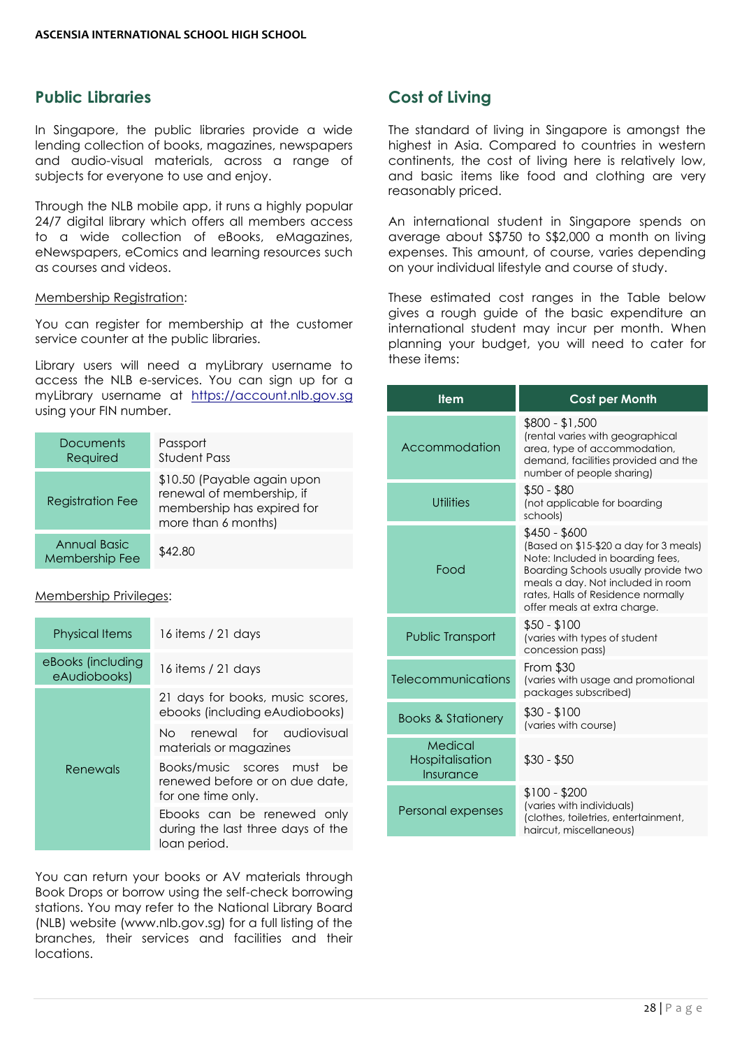## Public Libraries

In Singapore, the public libraries provide a wide lending collection of books, magazines, newspapers and audio-visual materials, across a range of subjects for everyone to use and enjoy.

Through the NLB mobile app, it runs a highly popular 24/7 digital library which offers all members access to a wide collection of eBooks, eMagazines, eNewspapers, eComics and learning resources such as courses and videos.

Membership Registration:

You can register for membership at the customer service counter at the public libraries.

Library users will need a myLibrary username to access the NLB e-services. You can sign up for a myLibrary username at https://account.nlb.gov.sg using your FIN number.

| | |
|---|---|
| Documents Required | Passport<br>Student Pass |
| Registration Fee | $10.50 (Payable again upon renewal of membership, if membership has expired for more than 6 months) |
| Annual Basic Membership Fee | $42.80 |

Membership Privileges:

| | |
|---|---|
| Physical Items | 16 items / 21 days |
| eBooks (including eAudiobooks) | 16 items / 21 days |
| Renewals | 21 days for books, music scores, ebooks (including eAudiobooks) |
| | No renewal for audiovisual materials or magazines |
| | Books/music scores must be renewed before or on due date, for one time only. |
| | Ebooks can be renewed only during the last three days of the loan period. |

You can return your books or AV materials through Book Drops or borrow using the self-check borrowing stations. You may refer to the National Library Board (NLB) website (www.nlb.gov.sg) for a full listing of the branches, their services and facilities and their locations.

## Cost of Living

The standard of living in Singapore is amongst the highest in Asia. Compared to countries in western continents, the cost of living here is relatively low, and basic items like food and clothing are very reasonably priced.

An international student in Singapore spends on average about S$750 to S$2,000 a month on living expenses. This amount, of course, varies depending on your individual lifestyle and course of study.

These estimated cost ranges in the Table below gives a rough guide of the basic expenditure an international student may incur per month. When planning your budget, you will need to cater for these items:

| Item | Cost per Month |
|---|---|
| Accommodation | $800 - $1,500<br>(rental varies with geographical area, type of accommodation, demand, facilities provided and the number of people sharing) |
| Utilities | $50 - $80<br>(not applicable for boarding schools) |
| Food | $450 - $600<br>(Based on $15-$20 a day for 3 meals)<br>Note: Included in boarding fees, Boarding Schools usually provide two meals a day. Not included in room rates, Halls of Residence normally offer meals at extra charge. |
| Public Transport | $50 - $100<br>(varies with types of student concession pass) |
| Telecommunications | From $30<br>(varies with usage and promotional packages subscribed) |
| Books & Stationery | $30 - $100<br>(varies with course) |
| Medical Hospitalisation Insurance | $30 - $50 |
| Personal expenses | $100 - $200<br>(varies with individuals)<br>(clothes, toiletries, entertainment, haircut, miscellaneous) |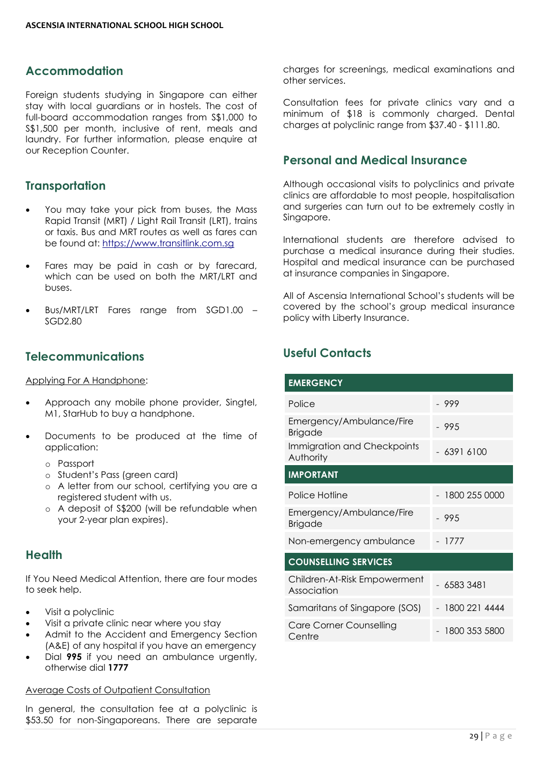## Accommodation

Foreign students studying in Singapore can either stay with local guardians or in hostels. The cost of full-board accommodation ranges from S$1,000 to S$1,500 per month, inclusive of rent, meals and laundry. For further information, please enquire at our Reception Counter.

## Transportation

- You may take your pick from buses, the Mass Rapid Transit (MRT) / Light Rail Transit (LRT), trains or taxis. Bus and MRT routes as well as fares can be found at: https://www.transitlink.com.sg
- Fares may be paid in cash or by farecard, which can be used on both the MRT/LRT and buses.
- Bus/MRT/LRT Fares range from SGD1.00 – SGD2.80

## Telecommunications

Applying For A Handphone:

- Approach any mobile phone provider, Singtel, M1, StarHub to buy a handphone.
- Documents to be produced at the time of application:
  - Passport
  - Student's Pass (green card)
  - A letter from our school, certifying you are a registered student with us.
  - A deposit of S$200 (will be refundable when your 2-year plan expires).

## Health

If You Need Medical Attention, there are four modes to seek help.

- Visit a polyclinic
- Visit a private clinic near where you stay
- Admit to the Accident and Emergency Section (A&E) of any hospital if you have an emergency
- Dial **995** if you need an ambulance urgently, otherwise dial **1777**

Average Costs of Outpatient Consultation

In general, the consultation fee at a polyclinic is $53.50 for non-Singaporeans. There are separate charges for screenings, medical examinations and other services.

Consultation fees for private clinics vary and a minimum of $18 is commonly charged. Dental charges at polyclinic range from $37.40 - $111.80.

## Personal and Medical Insurance

Although occasional visits to polyclinics and private clinics are affordable to most people, hospitalisation and surgeries can turn out to be extremely costly in Singapore.

International students are therefore advised to purchase a medical insurance during their studies. Hospital and medical insurance can be purchased at insurance companies in Singapore.

All of Ascensia International School's students will be covered by the school's group medical insurance policy with Liberty Insurance.

## Useful Contacts

| EMERGENCY | |
|---|---|
| Police | - 999 |
| Emergency/Ambulance/Fire Brigade | - 995 |
| Immigration and Checkpoints Authority | - 6391 6100 |
| **IMPORTANT** | |
| Police Hotline | - 1800 255 0000 |
| Emergency/Ambulance/Fire Brigade | - 995 |
| Non-emergency ambulance | - 1777 |
| **COUNSELLING SERVICES** | |
| Children-At-Risk Empowerment Association | - 6583 3481 |
| Samaritans of Singapore (SOS) | - 1800 221 4444 |
| Care Corner Counselling Centre | - 1800 353 5800 |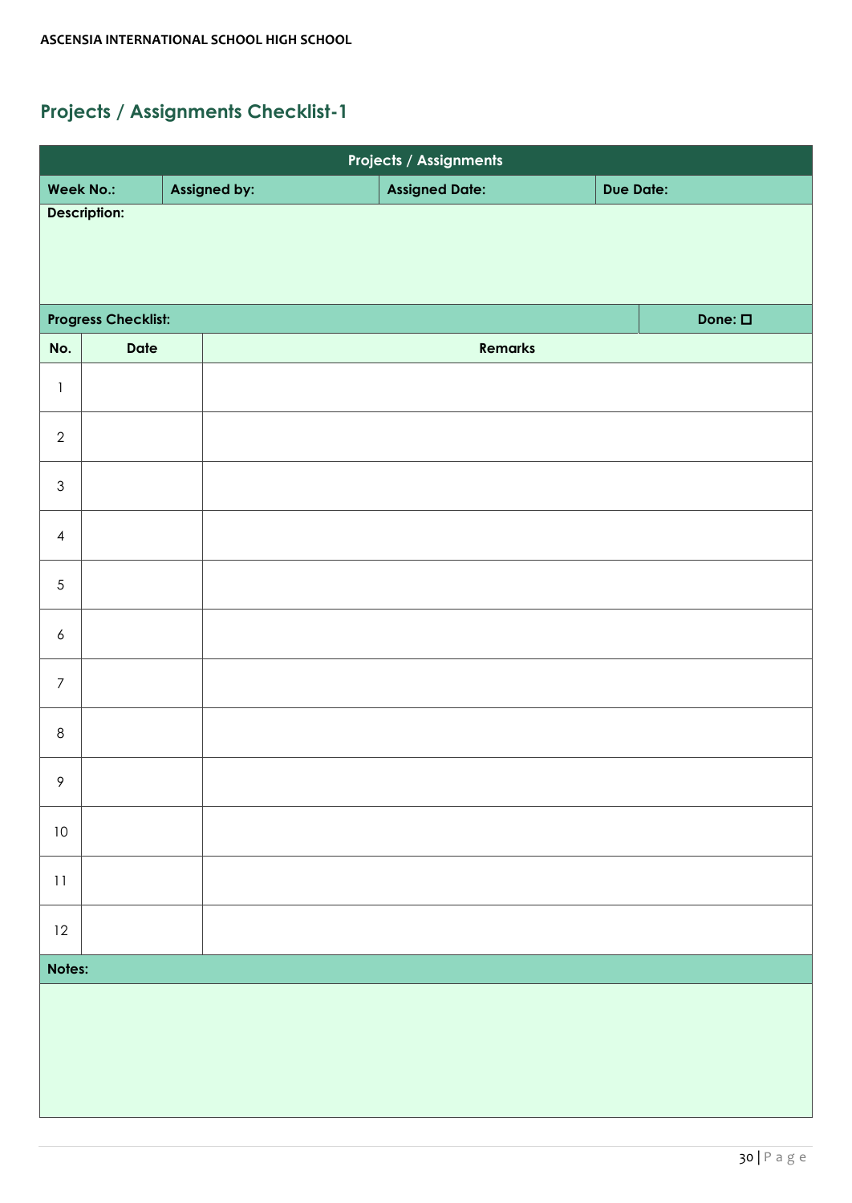## Projects / Assignments Checklist-1

| Projects / Assignments | | | |
|---|---|---|---|
| Week No.: | Assigned by: | Assigned Date: | Due Date: |
| Description: | | | |
| Progress Checklist: | | | Done: ☐ |

| No. | Date | Remarks |
|---|---|---|
| 1 | | |
| 2 | | |
| 3 | | |
| 4 | | |
| 5 | | |
| 6 | | |
| 7 | | |
| 8 | | |
| 9 | | |
| 10 | | |
| 11 | | |
| 12 | | |

**Notes:**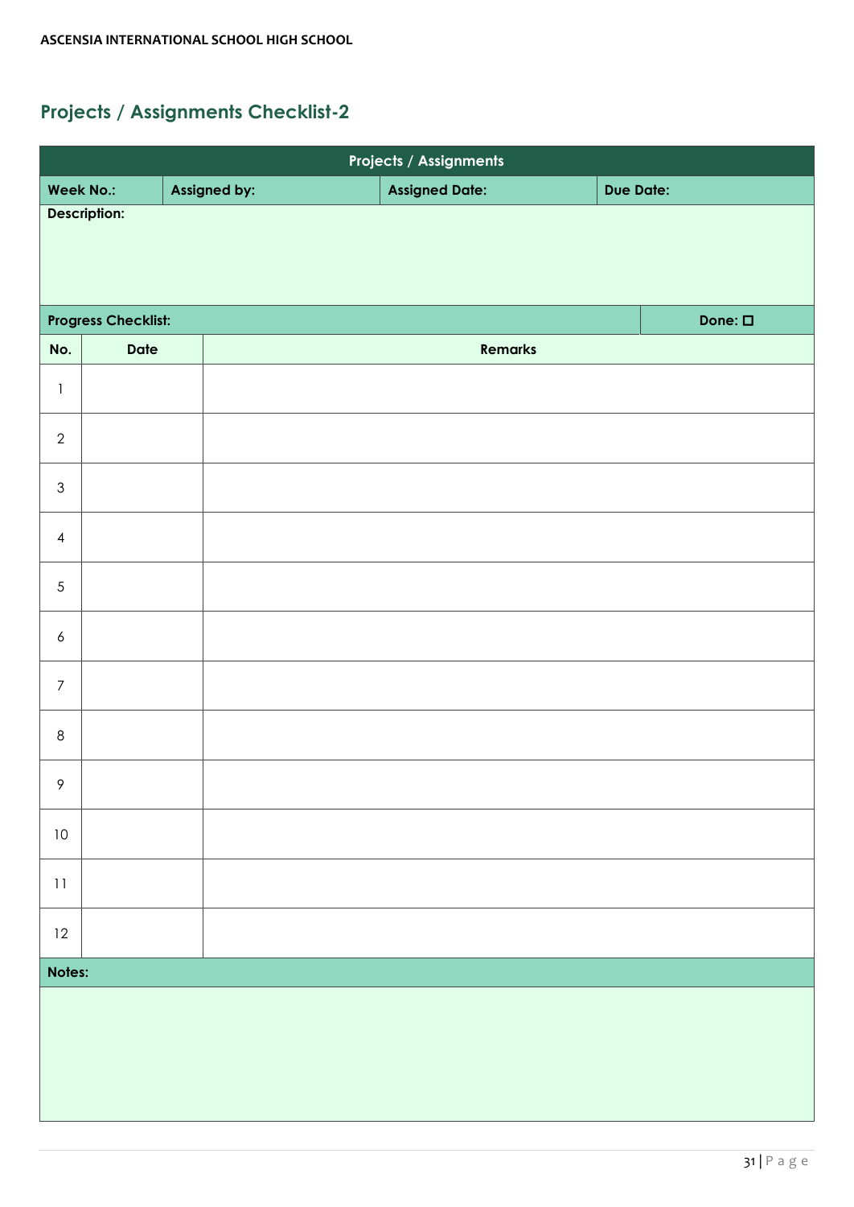## Projects / Assignments Checklist-2

| Projects / Assignments | | | |
|---|---|---|---|
| **Week No.:** | **Assigned by:** | **Assigned Date:** | **Due Date:** |
| **Description:** | | | |
| **Progress Checklist:** | | | **Done: ☐** |

| No. | Date | Remarks |
|---|---|---|
| 1 | | |
| 2 | | |
| 3 | | |
| 4 | | |
| 5 | | |
| 6 | | |
| 7 | | |
| 8 | | |
| 9 | | |
| 10 | | |
| 11 | | |
| 12 | | |

**Notes:**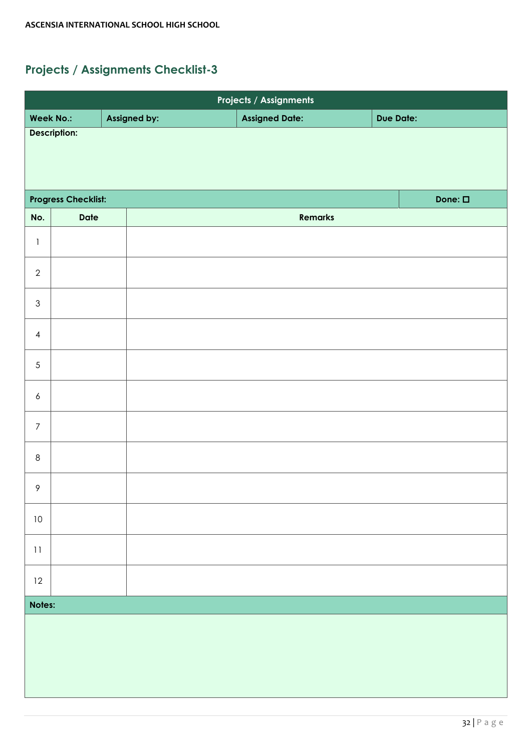## Projects / Assignments Checklist-3

| Projects / Assignments | | | |
|---|---|---|---|
| **Week No.:** | **Assigned by:** | **Assigned Date:** | **Due Date:** |
| **Description:** | | | |
| **Progress Checklist:** | | | **Done: ☐** |

| No. | Date | Remarks |
|---|---|---|
| 1 | | |
| 2 | | |
| 3 | | |
| 4 | | |
| 5 | | |
| 6 | | |
| 7 | | |
| 8 | | |
| 9 | | |
| 10 | | |
| 11 | | |
| 12 | | |

| Notes: |
|---|
| |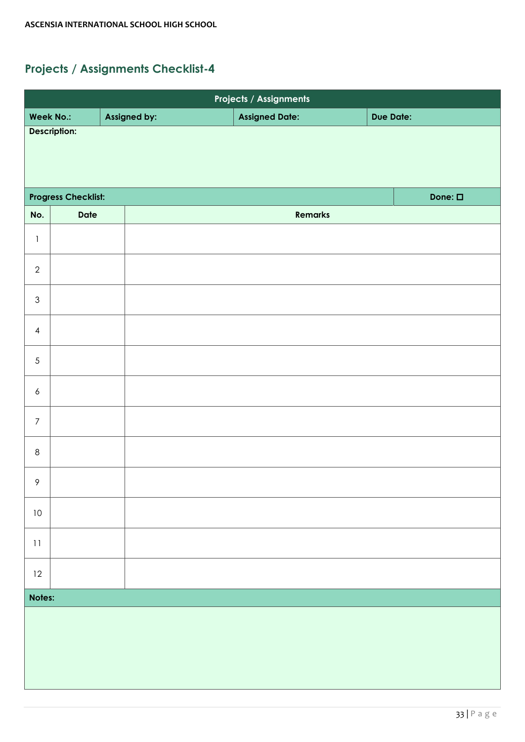## Projects / Assignments Checklist-4

| Projects / Assignments | | | |
|---|---|---|---|
| **Week No.:** | **Assigned by:** | **Assigned Date:** | **Due Date:** |
| **Description:** | | | |
| **Progress Checklist:** | | | **Done: ☐** |

| No. | Date | Remarks |
|---|---|---|
| 1 | | |
| 2 | | |
| 3 | | |
| 4 | | |
| 5 | | |
| 6 | | |
| 7 | | |
| 8 | | |
| 9 | | |
| 10 | | |
| 11 | | |
| 12 | | |

**Notes:**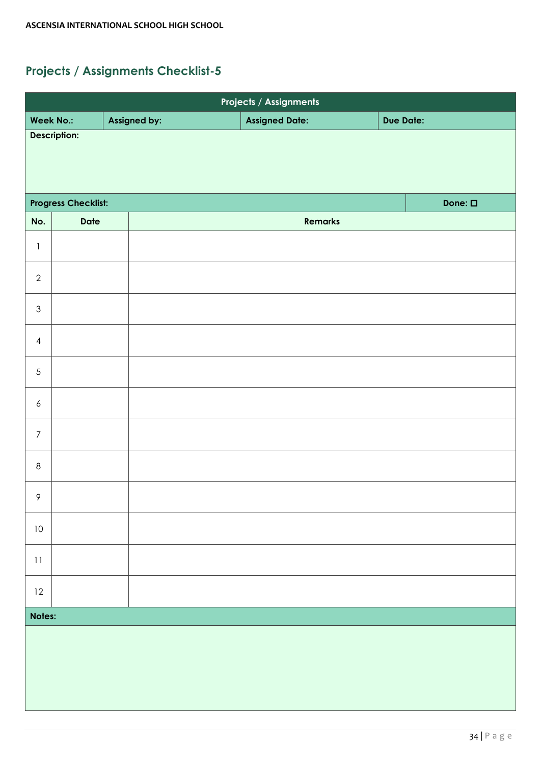## Projects / Assignments Checklist-5

| Projects / Assignments | | | |
|---|---|---|---|
| **Week No.:** | **Assigned by:** | **Assigned Date:** | **Due Date:** |
| **Description:** | | | |

| **Progress Checklist:** | | **Done: ☐** |
|---|---|---|
| **No.** | **Date** | **Remarks** |
| 1 | | |
| 2 | | |
| 3 | | |
| 4 | | |
| 5 | | |
| 6 | | |
| 7 | | |
| 8 | | |
| 9 | | |
| 10 | | |
| 11 | | |
| 12 | | |

**Notes:**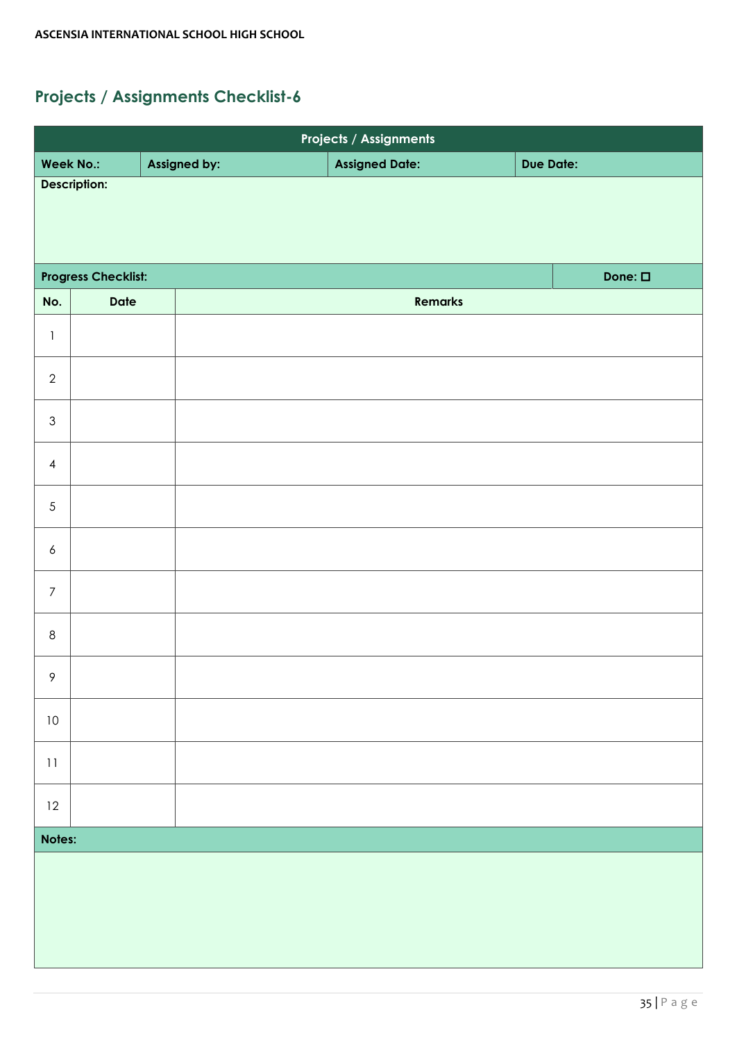## Projects / Assignments Checklist-6

| Projects / Assignments | | | |
|---|---|---|---|
| **Week No.:** | **Assigned by:** | **Assigned Date:** | **Due Date:** |
| **Description:** | | | |
| **Progress Checklist:** | | | **Done: ☐** |

| No. | Date | Remarks |
|---|---|---|
| 1 | | |
| 2 | | |
| 3 | | |
| 4 | | |
| 5 | | |
| 6 | | |
| 7 | | |
| 8 | | |
| 9 | | |
| 10 | | |
| 11 | | |
| 12 | | |

| Notes: |
|---|
| |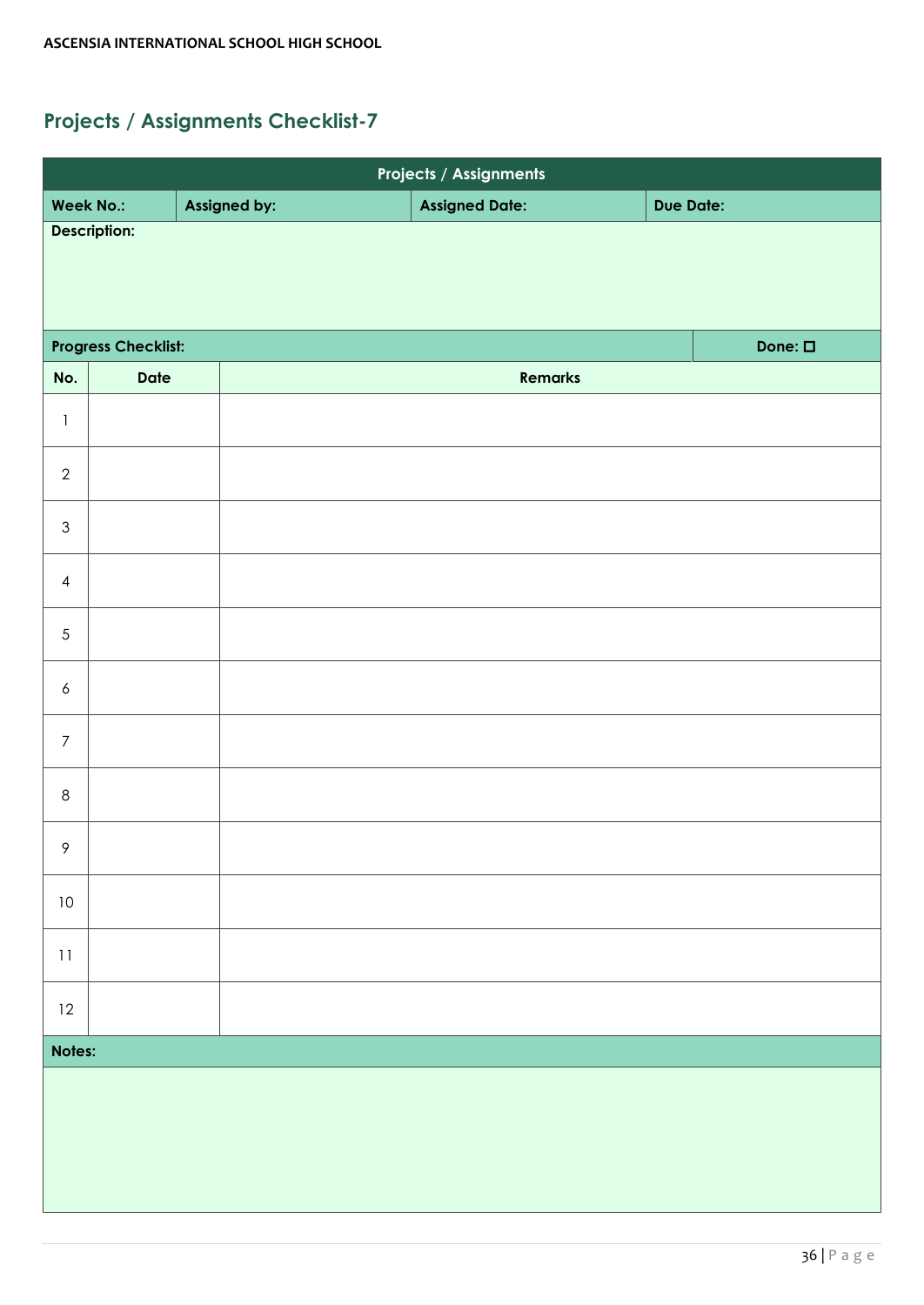## Projects / Assignments Checklist-7

| Projects / Assignments | | | |
|---|---|---|---|
| **Week No.:** | **Assigned by:** | **Assigned Date:** | **Due Date:** |
| **Description:** | | | |

| **Progress Checklist:** | | **Done: ☐** |
|---|---|---|
| **No.** | **Date** | **Remarks** |
| 1 | | |
| 2 | | |
| 3 | | |
| 4 | | |
| 5 | | |
| 6 | | |
| 7 | | |
| 8 | | |
| 9 | | |
| 10 | | |
| 11 | | |
| 12 | | |

**Notes:**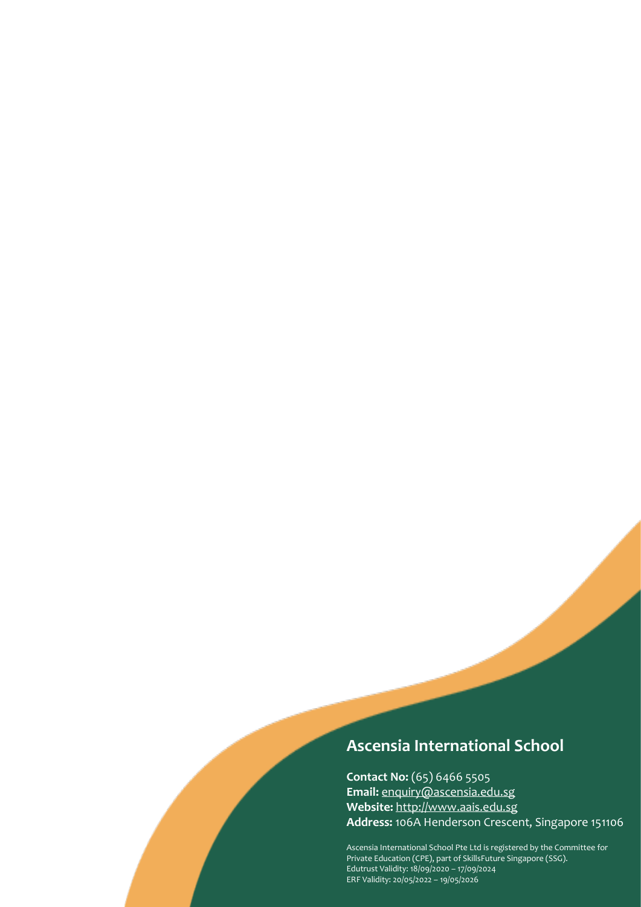## Ascensia International School

**Contact No:** (65) 6466 5505
**Email:** enquiry@ascensia.edu.sg
**Website:** http://www.aais.edu.sg
**Address:** 106A Henderson Crescent, Singapore 151106

Ascensia International School Pte Ltd is registered by the Committee for Private Education (CPE), part of SkillsFuture Singapore (SSG).
Edutrust Validity: 18/09/2020 – 17/09/2024
ERF Validity: 20/05/2022 – 19/05/2026